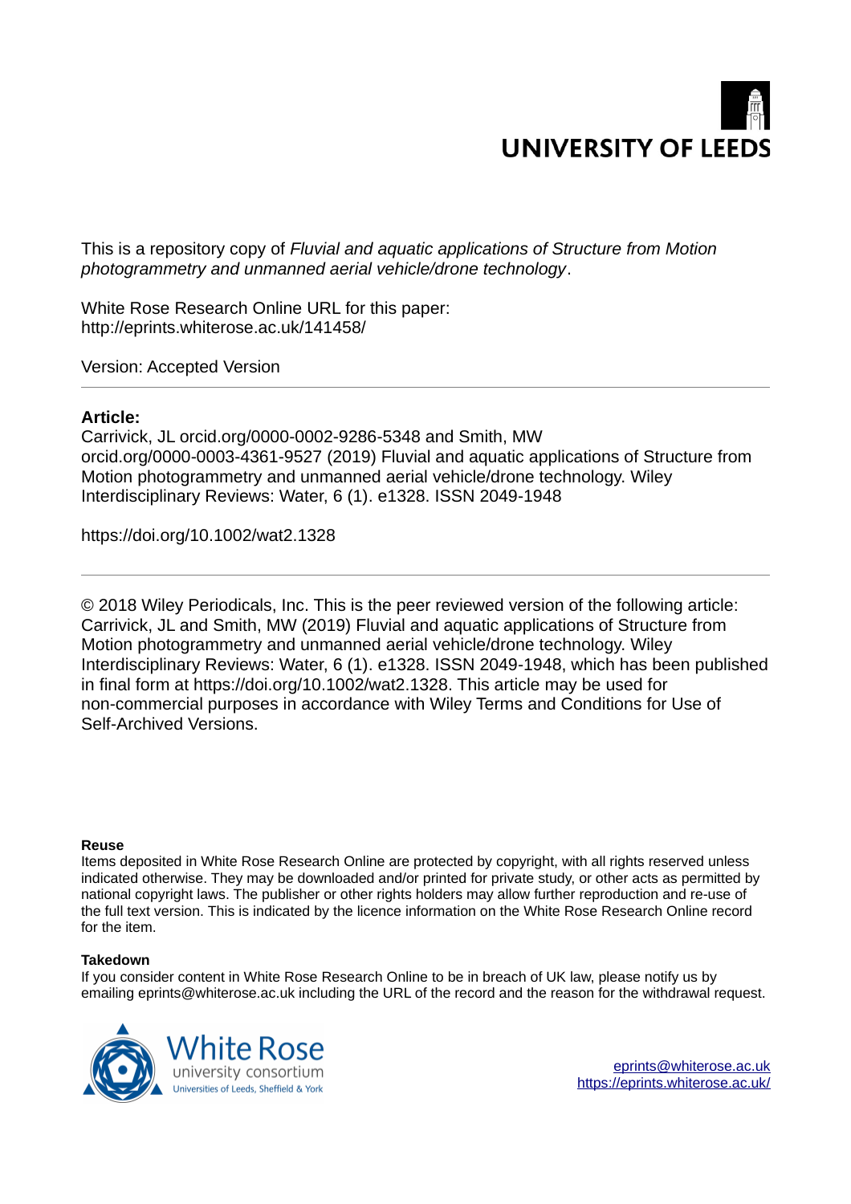UNIVERSITY OF LEEDS

This is a repository copy of *Fluvial and aquatic applications of Structure from Motion photogrammetry and unmanned aerial vehicle/drone technology*.

White Rose Research Online URL for this paper:
http://eprints.whiterose.ac.uk/141458/

Version: Accepted Version

**Article:**

Carrivick, JL orcid.org/0000-0002-9286-5348 and Smith, MW orcid.org/0000-0003-4361-9527 (2019) Fluvial and aquatic applications of Structure from Motion photogrammetry and unmanned aerial vehicle/drone technology. Wiley Interdisciplinary Reviews: Water, 6 (1). e1328. ISSN 2049-1948

https://doi.org/10.1002/wat2.1328

© 2018 Wiley Periodicals, Inc. This is the peer reviewed version of the following article: Carrivick, JL and Smith, MW (2019) Fluvial and aquatic applications of Structure from Motion photogrammetry and unmanned aerial vehicle/drone technology. Wiley Interdisciplinary Reviews: Water, 6 (1). e1328. ISSN 2049-1948, which has been published in final form at https://doi.org/10.1002/wat2.1328. This article may be used for non-commercial purposes in accordance with Wiley Terms and Conditions for Use of Self-Archived Versions.

**Reuse**

Items deposited in White Rose Research Online are protected by copyright, with all rights reserved unless indicated otherwise. They may be downloaded and/or printed for private study, or other acts as permitted by national copyright laws. The publisher or other rights holders may allow further reproduction and re-use of the full text version. This is indicated by the licence information on the White Rose Research Online record for the item.

**Takedown**

If you consider content in White Rose Research Online to be in breach of UK law, please notify us by emailing eprints@whiterose.ac.uk including the URL of the record and the reason for the withdrawal request.

White Rose university consortium
Universities of Leeds, Sheffield & York

eprints@whiterose.ac.uk
https://eprints.whiterose.ac.uk/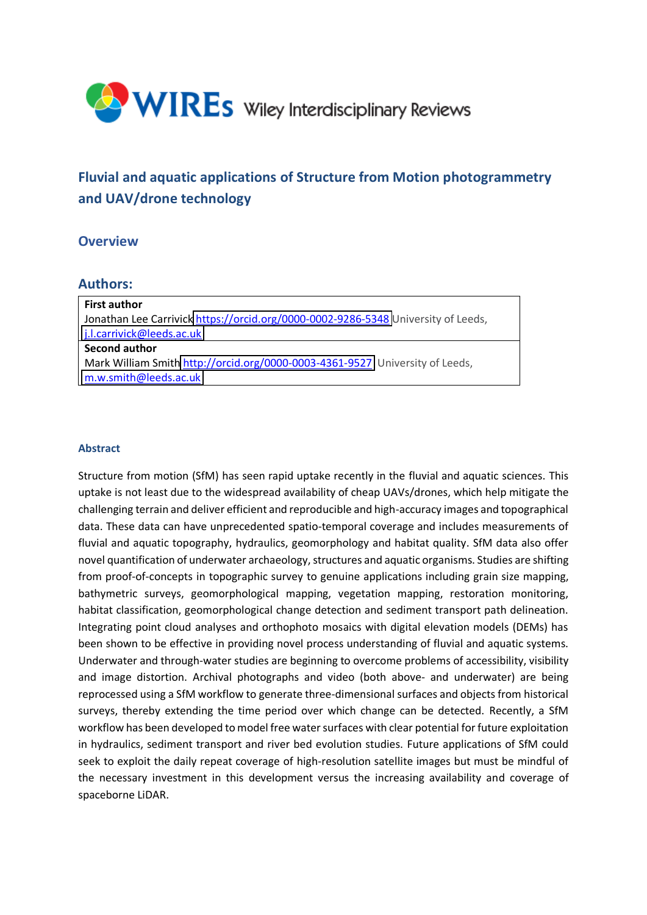**WIREs** Wiley Interdisciplinary Reviews

# Fluvial and aquatic applications of Structure from Motion photogrammetry and UAV/drone technology

## Overview

## Authors:

| **First author** |
| --- |
| Jonathan Lee Carrivick https://orcid.org/0000-0002-9286-5348 University of Leeds, j.l.carrivick@leeds.ac.uk |
| **Second author** |
| Mark William Smith http://orcid.org/0000-0003-4361-9527 University of Leeds, m.w.smith@leeds.ac.uk |

### Abstract

Structure from motion (SfM) has seen rapid uptake recently in the fluvial and aquatic sciences. This uptake is not least due to the widespread availability of cheap UAVs/drones, which help mitigate the challenging terrain and deliver efficient and reproducible and high-accuracy images and topographical data. These data can have unprecedented spatio-temporal coverage and includes measurements of fluvial and aquatic topography, hydraulics, geomorphology and habitat quality. SfM data also offer novel quantification of underwater archaeology, structures and aquatic organisms. Studies are shifting from proof-of-concepts in topographic survey to genuine applications including grain size mapping, bathymetric surveys, geomorphological mapping, vegetation mapping, restoration monitoring, habitat classification, geomorphological change detection and sediment transport path delineation. Integrating point cloud analyses and orthophoto mosaics with digital elevation models (DEMs) has been shown to be effective in providing novel process understanding of fluvial and aquatic systems. Underwater and through-water studies are beginning to overcome problems of accessibility, visibility and image distortion. Archival photographs and video (both above- and underwater) are being reprocessed using a SfM workflow to generate three-dimensional surfaces and objects from historical surveys, thereby extending the time period over which change can be detected. Recently, a SfM workflow has been developed to model free water surfaces with clear potential for future exploitation in hydraulics, sediment transport and river bed evolution studies. Future applications of SfM could seek to exploit the daily repeat coverage of high-resolution satellite images but must be mindful of the necessary investment in this development versus the increasing availability and coverage of spaceborne LiDAR.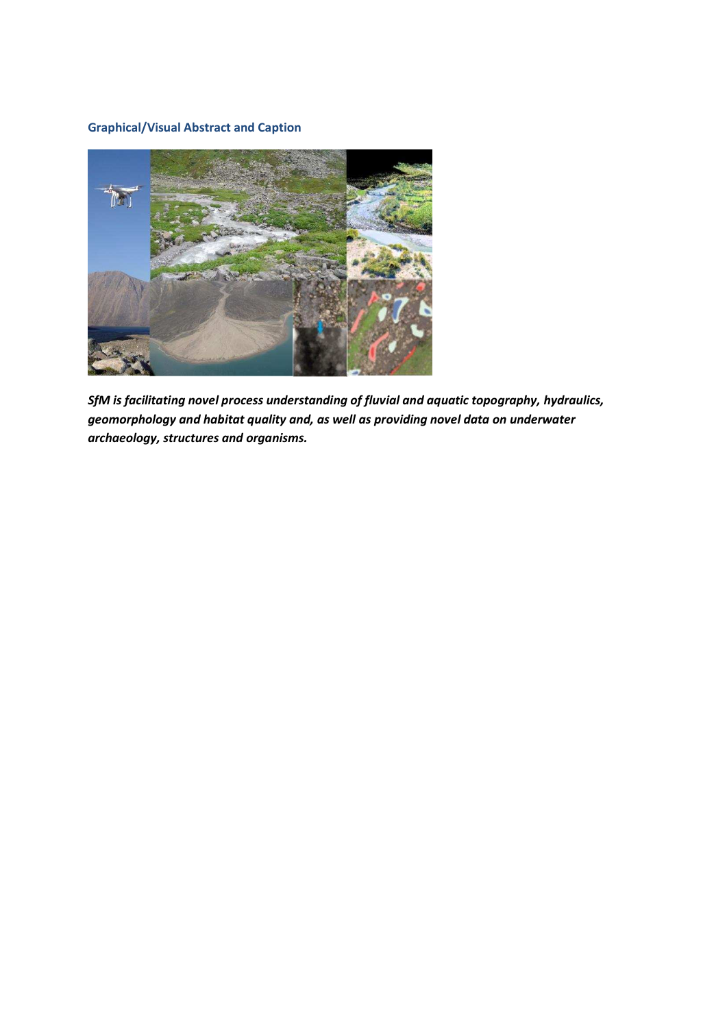### Graphical/Visual Abstract and Caption

***SfM is facilitating novel process understanding of fluvial and aquatic topography, hydraulics, geomorphology and habitat quality and, as well as providing novel data on underwater archaeology, structures and organisms.***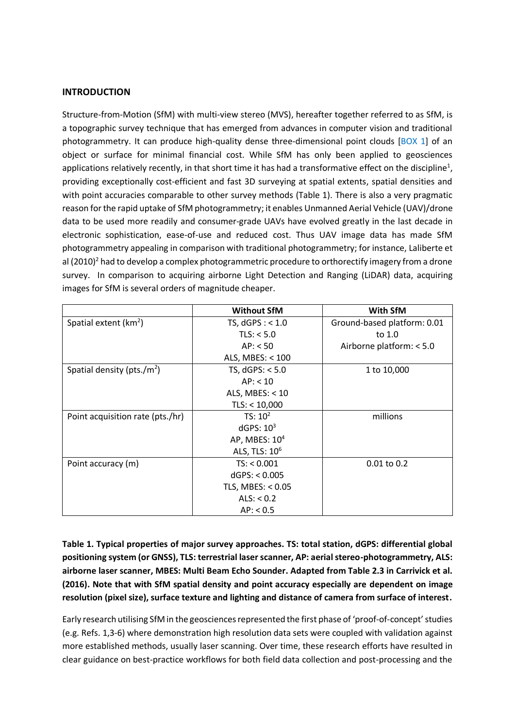## INTRODUCTION

Structure-from-Motion (SfM) with multi-view stereo (MVS), hereafter together referred to as SfM, is a topographic survey technique that has emerged from advances in computer vision and traditional photogrammetry. It can produce high-quality dense three-dimensional point clouds [BOX 1] of an object or surface for minimal financial cost. While SfM has only been applied to geosciences applications relatively recently, in that short time it has had a transformative effect on the discipline[1], providing exceptionally cost-efficient and fast 3D surveying at spatial extents, spatial densities and with point accuracies comparable to other survey methods (Table 1). There is also a very pragmatic reason for the rapid uptake of SfM photogrammetry; it enables Unmanned Aerial Vehicle (UAV)/drone data to be used more readily and consumer-grade UAVs have evolved greatly in the last decade in electronic sophistication, ease-of-use and reduced cost. Thus UAV image data has made SfM photogrammetry appealing in comparison with traditional photogrammetry; for instance, Laliberte et al (2010)[2] had to develop a complex photogrammetric procedure to orthorectify imagery from a drone survey. In comparison to acquiring airborne Light Detection and Ranging (LiDAR) data, acquiring images for SfM is several orders of magnitude cheaper.

| | Without SfM | With SfM |
|---|---|---|
| Spatial extent (km$^2$) | TS, dGPS : < 1.0<br>TLS: < 5.0<br>AP: < 50<br>ALS, MBES: < 100 | Ground-based platform: 0.01 to 1.0<br>Airborne platform: < 5.0 |
| Spatial density (pts./m$^2$) | TS, dGPS: < 5.0<br>AP: < 10<br>ALS, MBES: < 10<br>TLS: < 10,000 | 1 to 10,000 |
| Point acquisition rate (pts./hr) | TS: $10^2$<br>dGPS: $10^3$<br>AP, MBES: $10^4$<br>ALS, TLS: $10^6$ | millions |
| Point accuracy (m) | TS: < 0.001<br>dGPS: < 0.005<br>TLS, MBES: < 0.05<br>ALS: < 0.2<br>AP: < 0.5 | 0.01 to 0.2 |

**Table 1. Typical properties of major survey approaches. TS: total station, dGPS: differential global positioning system (or GNSS), TLS: terrestrial laser scanner, AP: aerial stereo-photogrammetry, ALS: airborne laser scanner, MBES: Multi Beam Echo Sounder. Adapted from Table 2.3 in Carrivick et al. (2016). Note that with SfM spatial density and point accuracy especially are dependent on image resolution (pixel size), surface texture and lighting and distance of camera from surface of interest.**

Early research utilising SfM in the geosciences represented the first phase of 'proof-of-concept' studies (e.g. Refs. 1,3-6) where demonstration high resolution data sets were coupled with validation against more established methods, usually laser scanning. Over time, these research efforts have resulted in clear guidance on best-practice workflows for both field data collection and post-processing and the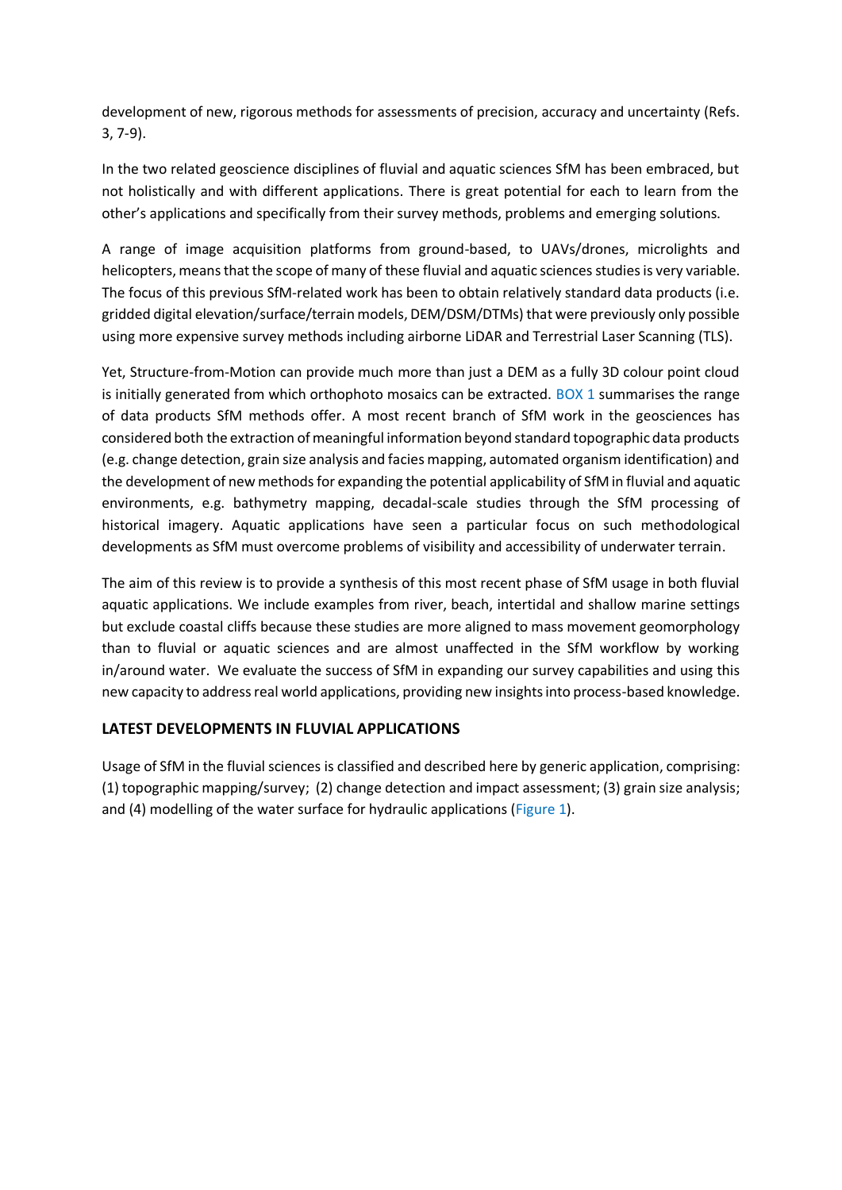development of new, rigorous methods for assessments of precision, accuracy and uncertainty (Refs. 3, 7-9).

In the two related geoscience disciplines of fluvial and aquatic sciences SfM has been embraced, but not holistically and with different applications. There is great potential for each to learn from the other's applications and specifically from their survey methods, problems and emerging solutions.

A range of image acquisition platforms from ground-based, to UAVs/drones, microlights and helicopters, means that the scope of many of these fluvial and aquatic sciences studies is very variable. The focus of this previous SfM-related work has been to obtain relatively standard data products (i.e. gridded digital elevation/surface/terrain models, DEM/DSM/DTMs) that were previously only possible using more expensive survey methods including airborne LiDAR and Terrestrial Laser Scanning (TLS).

Yet, Structure-from-Motion can provide much more than just a DEM as a fully 3D colour point cloud is initially generated from which orthophoto mosaics can be extracted. BOX 1 summarises the range of data products SfM methods offer. A most recent branch of SfM work in the geosciences has considered both the extraction of meaningful information beyond standard topographic data products (e.g. change detection, grain size analysis and facies mapping, automated organism identification) and the development of new methods for expanding the potential applicability of SfM in fluvial and aquatic environments, e.g. bathymetry mapping, decadal-scale studies through the SfM processing of historical imagery. Aquatic applications have seen a particular focus on such methodological developments as SfM must overcome problems of visibility and accessibility of underwater terrain.

The aim of this review is to provide a synthesis of this most recent phase of SfM usage in both fluvial aquatic applications. We include examples from river, beach, intertidal and shallow marine settings but exclude coastal cliffs because these studies are more aligned to mass movement geomorphology than to fluvial or aquatic sciences and are almost unaffected in the SfM workflow by working in/around water. We evaluate the success of SfM in expanding our survey capabilities and using this new capacity to address real world applications, providing new insights into process-based knowledge.

## LATEST DEVELOPMENTS IN FLUVIAL APPLICATIONS

Usage of SfM in the fluvial sciences is classified and described here by generic application, comprising: (1) topographic mapping/survey; (2) change detection and impact assessment; (3) grain size analysis; and (4) modelling of the water surface for hydraulic applications (Figure 1).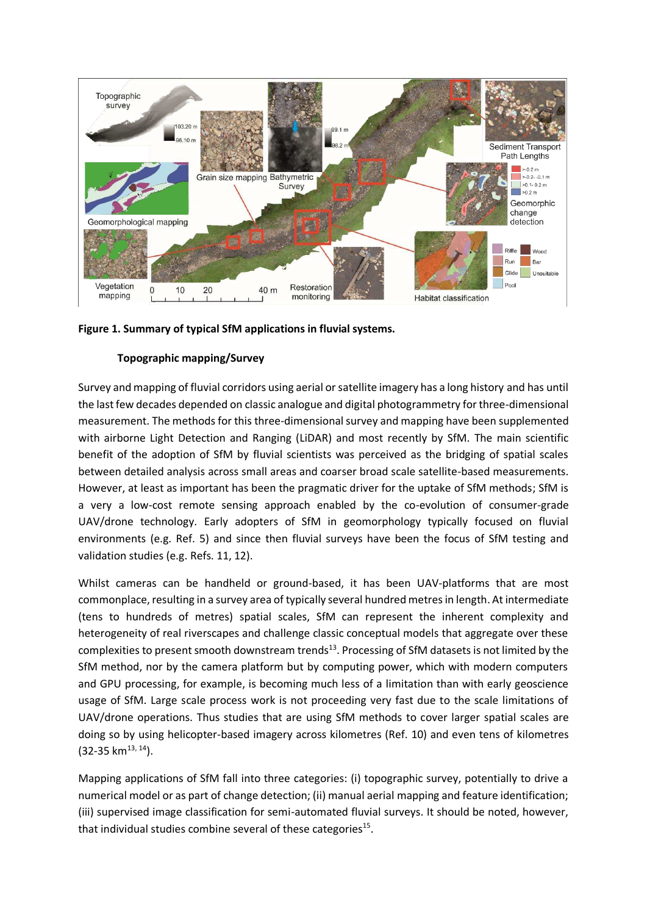**Figure 1. Summary of typical SfM applications in fluvial systems.**

### Topographic mapping/Survey

Survey and mapping of fluvial corridors using aerial or satellite imagery has a long history and has until the last few decades depended on classic analogue and digital photogrammetry for three-dimensional measurement. The methods for this three-dimensional survey and mapping have been supplemented with airborne Light Detection and Ranging (LiDAR) and most recently by SfM. The main scientific benefit of the adoption of SfM by fluvial scientists was perceived as the bridging of spatial scales between detailed analysis across small areas and coarser broad scale satellite-based measurements. However, at least as important has been the pragmatic driver for the uptake of SfM methods; SfM is a very a low-cost remote sensing approach enabled by the co-evolution of consumer-grade UAV/drone technology. Early adopters of SfM in geomorphology typically focused on fluvial environments (e.g. Ref. 5) and since then fluvial surveys have been the focus of SfM testing and validation studies (e.g. Refs. 11, 12).

Whilst cameras can be handheld or ground-based, it has been UAV-platforms that are most commonplace, resulting in a survey area of typically several hundred metres in length. At intermediate (tens to hundreds of metres) spatial scales, SfM can represent the inherent complexity and heterogeneity of real riverscapes and challenge classic conceptual models that aggregate over these complexities to present smooth downstream trends[13]. Processing of SfM datasets is not limited by the SfM method, nor by the camera platform but by computing power, which with modern computers and GPU processing, for example, is becoming much less of a limitation than with early geoscience usage of SfM. Large scale process work is not proceeding very fast due to the scale limitations of UAV/drone operations. Thus studies that are using SfM methods to cover larger spatial scales are doing so by using helicopter-based imagery across kilometres (Ref. 10) and even tens of kilometres (32-35 km[13, 14]).

Mapping applications of SfM fall into three categories: (i) topographic survey, potentially to drive a numerical model or as part of change detection; (ii) manual aerial mapping and feature identification; (iii) supervised image classification for semi-automated fluvial surveys. It should be noted, however, that individual studies combine several of these categories[15].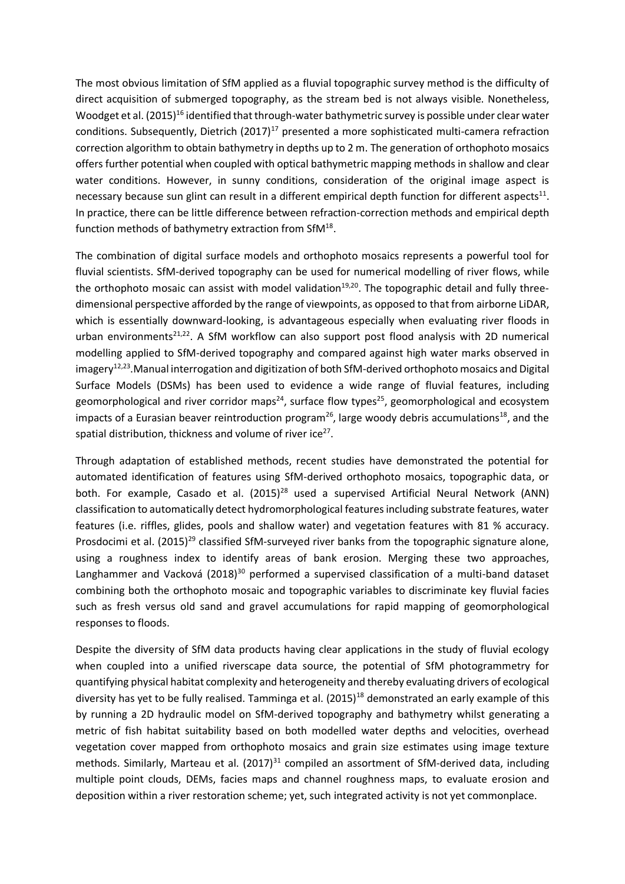The most obvious limitation of SfM applied as a fluvial topographic survey method is the difficulty of direct acquisition of submerged topography, as the stream bed is not always visible. Nonetheless, Woodget et al. (2015)[16] identified that through-water bathymetric survey is possible under clear water conditions. Subsequently, Dietrich (2017)[17] presented a more sophisticated multi-camera refraction correction algorithm to obtain bathymetry in depths up to 2 m. The generation of orthophoto mosaics offers further potential when coupled with optical bathymetric mapping methods in shallow and clear water conditions. However, in sunny conditions, consideration of the original image aspect is necessary because sun glint can result in a different empirical depth function for different aspects[11]. In practice, there can be little difference between refraction-correction methods and empirical depth function methods of bathymetry extraction from SfM[18].

The combination of digital surface models and orthophoto mosaics represents a powerful tool for fluvial scientists. SfM-derived topography can be used for numerical modelling of river flows, while the orthophoto mosaic can assist with model validation[19,20]. The topographic detail and fully three-dimensional perspective afforded by the range of viewpoints, as opposed to that from airborne LiDAR, which is essentially downward-looking, is advantageous especially when evaluating river floods in urban environments[21,22]. A SfM workflow can also support post flood analysis with 2D numerical modelling applied to SfM-derived topography and compared against high water marks observed in imagery[12,23].Manual interrogation and digitization of both SfM-derived orthophoto mosaics and Digital Surface Models (DSMs) has been used to evidence a wide range of fluvial features, including geomorphological and river corridor maps[24], surface flow types[25], geomorphological and ecosystem impacts of a Eurasian beaver reintroduction program[26], large woody debris accumulations[18], and the spatial distribution, thickness and volume of river ice[27].

Through adaptation of established methods, recent studies have demonstrated the potential for automated identification of features using SfM-derived orthophoto mosaics, topographic data, or both. For example, Casado et al. (2015)[28] used a supervised Artificial Neural Network (ANN) classification to automatically detect hydromorphological features including substrate features, water features (i.e. riffles, glides, pools and shallow water) and vegetation features with 81 % accuracy. Prosdocimi et al. (2015)[29] classified SfM-surveyed river banks from the topographic signature alone, using a roughness index to identify areas of bank erosion. Merging these two approaches, Langhammer and Vacková (2018)[30] performed a supervised classification of a multi-band dataset combining both the orthophoto mosaic and topographic variables to discriminate key fluvial facies such as fresh versus old sand and gravel accumulations for rapid mapping of geomorphological responses to floods.

Despite the diversity of SfM data products having clear applications in the study of fluvial ecology when coupled into a unified riverscape data source, the potential of SfM photogrammetry for quantifying physical habitat complexity and heterogeneity and thereby evaluating drivers of ecological diversity has yet to be fully realised. Tamminga et al. (2015)[18] demonstrated an early example of this by running a 2D hydraulic model on SfM-derived topography and bathymetry whilst generating a metric of fish habitat suitability based on both modelled water depths and velocities, overhead vegetation cover mapped from orthophoto mosaics and grain size estimates using image texture methods. Similarly, Marteau et al. (2017)[31] compiled an assortment of SfM-derived data, including multiple point clouds, DEMs, facies maps and channel roughness maps, to evaluate erosion and deposition within a river restoration scheme; yet, such integrated activity is not yet commonplace.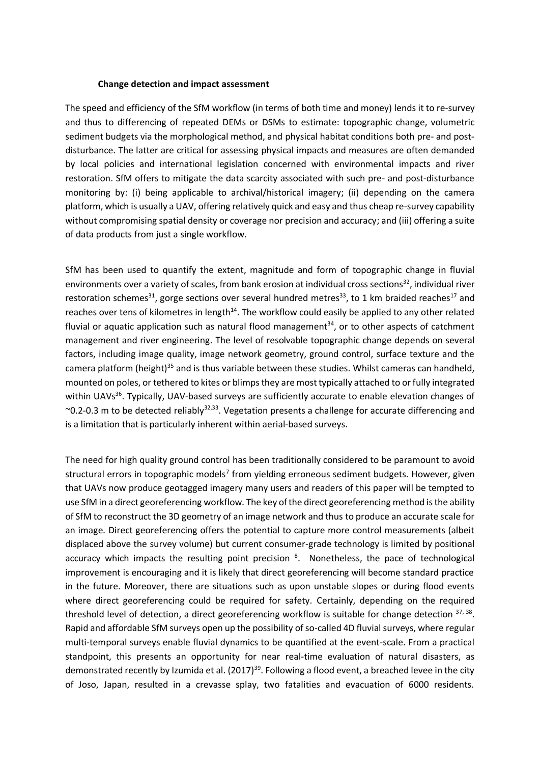### Change detection and impact assessment

The speed and efficiency of the SfM workflow (in terms of both time and money) lends it to re-survey and thus to differencing of repeated DEMs or DSMs to estimate: topographic change, volumetric sediment budgets via the morphological method, and physical habitat conditions both pre- and post-disturbance. The latter are critical for assessing physical impacts and measures are often demanded by local policies and international legislation concerned with environmental impacts and river restoration. SfM offers to mitigate the data scarcity associated with such pre- and post-disturbance monitoring by: (i) being applicable to archival/historical imagery; (ii) depending on the camera platform, which is usually a UAV, offering relatively quick and easy and thus cheap re-survey capability without compromising spatial density or coverage nor precision and accuracy; and (iii) offering a suite of data products from just a single workflow.

SfM has been used to quantify the extent, magnitude and form of topographic change in fluvial environments over a variety of scales, from bank erosion at individual cross sections[32], individual river restoration schemes[31], gorge sections over several hundred metres[33], to 1 km braided reaches[17] and reaches over tens of kilometres in length[14]. The workflow could easily be applied to any other related fluvial or aquatic application such as natural flood management[34], or to other aspects of catchment management and river engineering. The level of resolvable topographic change depends on several factors, including image quality, image network geometry, ground control, surface texture and the camera platform (height)[35] and is thus variable between these studies. Whilst cameras can handheld, mounted on poles, or tethered to kites or blimps they are most typically attached to or fully integrated within UAVs[36]. Typically, UAV-based surveys are sufficiently accurate to enable elevation changes of ~0.2-0.3 m to be detected reliably[32,33]. Vegetation presents a challenge for accurate differencing and is a limitation that is particularly inherent within aerial-based surveys.

The need for high quality ground control has been traditionally considered to be paramount to avoid structural errors in topographic models[7] from yielding erroneous sediment budgets. However, given that UAVs now produce geotagged imagery many users and readers of this paper will be tempted to use SfM in a direct georeferencing workflow. The key of the direct georeferencing method is the ability of SfM to reconstruct the 3D geometry of an image network and thus to produce an accurate scale for an image. Direct georeferencing offers the potential to capture more control measurements (albeit displaced above the survey volume) but current consumer-grade technology is limited by positional accuracy which impacts the resulting point precision [8]. Nonetheless, the pace of technological improvement is encouraging and it is likely that direct georeferencing will become standard practice in the future. Moreover, there are situations such as upon unstable slopes or during flood events where direct georeferencing could be required for safety. Certainly, depending on the required threshold level of detection, a direct georeferencing workflow is suitable for change detection [37, 38]. Rapid and affordable SfM surveys open up the possibility of so-called 4D fluvial surveys, where regular multi-temporal surveys enable fluvial dynamics to be quantified at the event-scale. From a practical standpoint, this presents an opportunity for near real-time evaluation of natural disasters, as demonstrated recently by Izumida et al. (2017)[39]. Following a flood event, a breached levee in the city of Joso, Japan, resulted in a crevasse splay, two fatalities and evacuation of 6000 residents.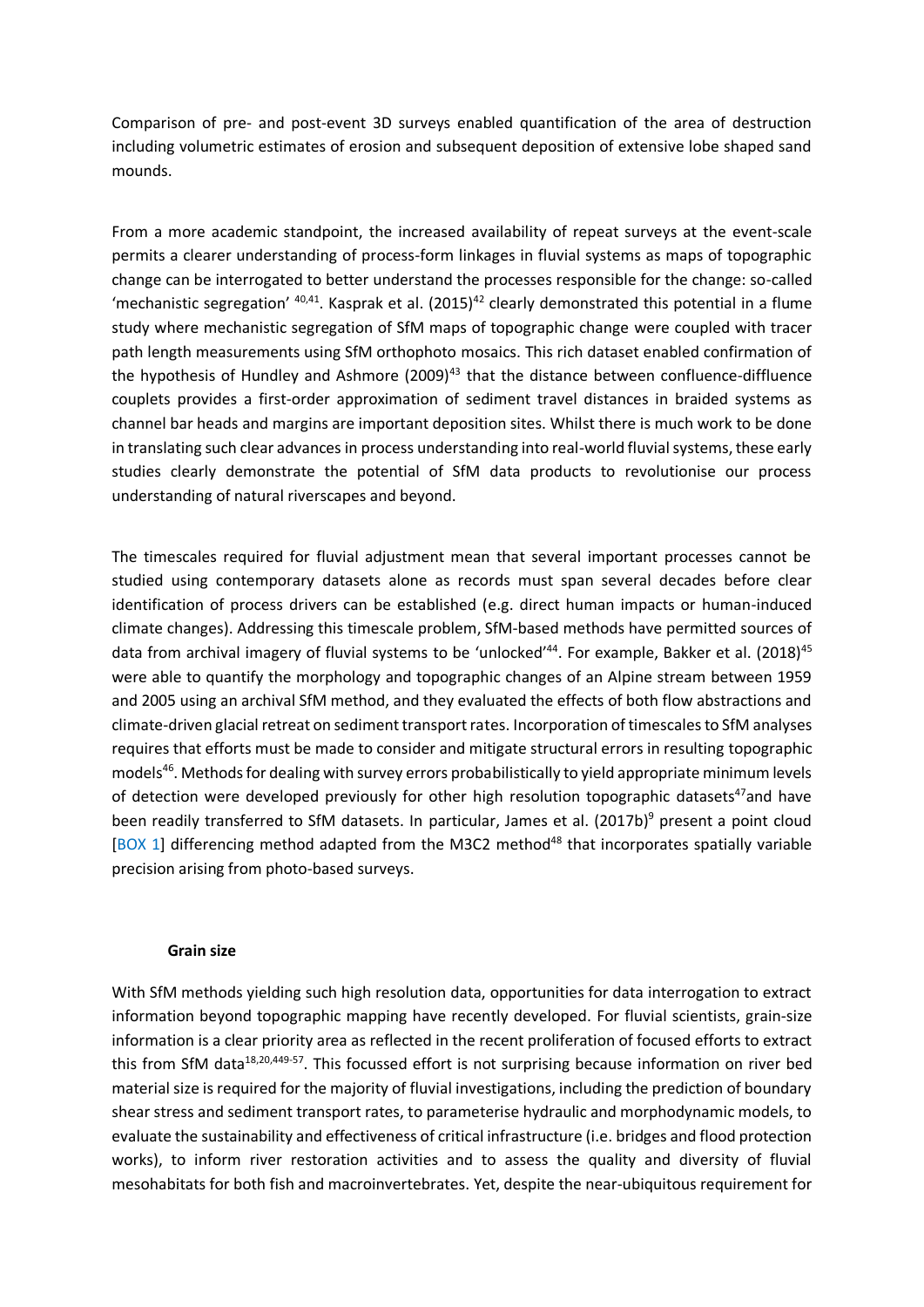Comparison of pre- and post-event 3D surveys enabled quantification of the area of destruction including volumetric estimates of erosion and subsequent deposition of extensive lobe shaped sand mounds.

From a more academic standpoint, the increased availability of repeat surveys at the event-scale permits a clearer understanding of process-form linkages in fluvial systems as maps of topographic change can be interrogated to better understand the processes responsible for the change: so-called 'mechanistic segregation' [40,41]. Kasprak et al. (2015)[42] clearly demonstrated this potential in a flume study where mechanistic segregation of SfM maps of topographic change were coupled with tracer path length measurements using SfM orthophoto mosaics. This rich dataset enabled confirmation of the hypothesis of Hundley and Ashmore (2009)[43] that the distance between confluence-diffluence couplets provides a first-order approximation of sediment travel distances in braided systems as channel bar heads and margins are important deposition sites. Whilst there is much work to be done in translating such clear advances in process understanding into real-world fluvial systems, these early studies clearly demonstrate the potential of SfM data products to revolutionise our process understanding of natural riverscapes and beyond.

The timescales required for fluvial adjustment mean that several important processes cannot be studied using contemporary datasets alone as records must span several decades before clear identification of process drivers can be established (e.g. direct human impacts or human-induced climate changes). Addressing this timescale problem, SfM-based methods have permitted sources of data from archival imagery of fluvial systems to be 'unlocked'[44]. For example, Bakker et al. (2018)[45] were able to quantify the morphology and topographic changes of an Alpine stream between 1959 and 2005 using an archival SfM method, and they evaluated the effects of both flow abstractions and climate-driven glacial retreat on sediment transport rates. Incorporation of timescales to SfM analyses requires that efforts must be made to consider and mitigate structural errors in resulting topographic models[46]. Methods for dealing with survey errors probabilistically to yield appropriate minimum levels of detection were developed previously for other high resolution topographic datasets[47] and have been readily transferred to SfM datasets. In particular, James et al. (2017b)[9] present a point cloud [BOX 1] differencing method adapted from the M3C2 method[48] that incorporates spatially variable precision arising from photo-based surveys.

### Grain size

With SfM methods yielding such high resolution data, opportunities for data interrogation to extract information beyond topographic mapping have recently developed. For fluvial scientists, grain-size information is a clear priority area as reflected in the recent proliferation of focused efforts to extract this from SfM data[18,20,449-57]. This focussed effort is not surprising because information on river bed material size is required for the majority of fluvial investigations, including the prediction of boundary shear stress and sediment transport rates, to parameterise hydraulic and morphodynamic models, to evaluate the sustainability and effectiveness of critical infrastructure (i.e. bridges and flood protection works), to inform river restoration activities and to assess the quality and diversity of fluvial mesohabitats for both fish and macroinvertebrates. Yet, despite the near-ubiquitous requirement for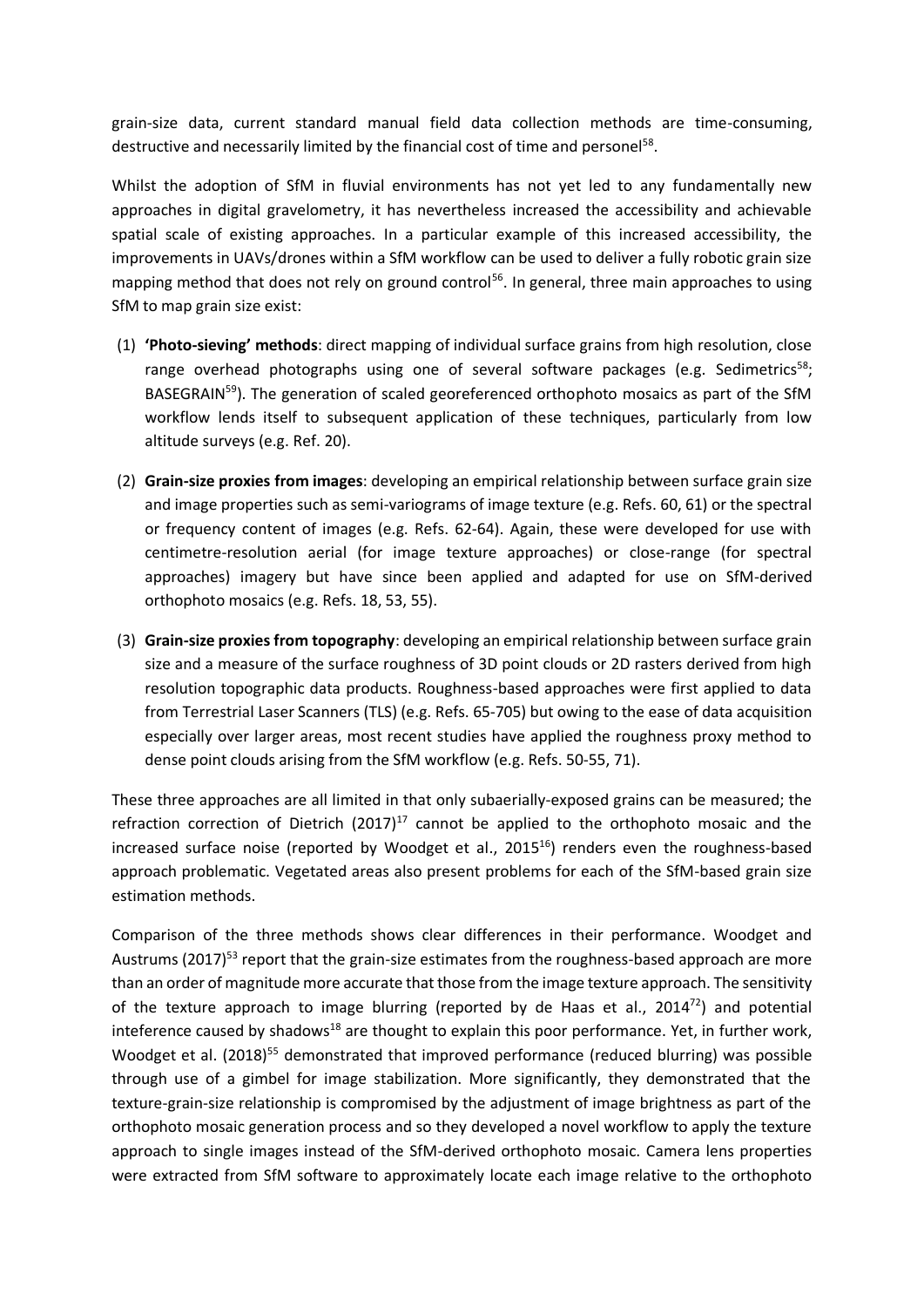grain-size data, current standard manual field data collection methods are time-consuming, destructive and necessarily limited by the financial cost of time and personel[58].

Whilst the adoption of SfM in fluvial environments has not yet led to any fundamentally new approaches in digital gravelometry, it has nevertheless increased the accessibility and achievable spatial scale of existing approaches. In a particular example of this increased accessibility, the improvements in UAVs/drones within a SfM workflow can be used to deliver a fully robotic grain size mapping method that does not rely on ground control[56]. In general, three main approaches to using SfM to map grain size exist:

(1) **'Photo-sieving' methods**: direct mapping of individual surface grains from high resolution, close range overhead photographs using one of several software packages (e.g. Sedimetrics[58]; BASEGRAIN[59]). The generation of scaled georeferenced orthophoto mosaics as part of the SfM workflow lends itself to subsequent application of these techniques, particularly from low altitude surveys (e.g. Ref. 20).

(2) **Grain-size proxies from images**: developing an empirical relationship between surface grain size and image properties such as semi-variograms of image texture (e.g. Refs. 60, 61) or the spectral or frequency content of images (e.g. Refs. 62-64). Again, these were developed for use with centimetre-resolution aerial (for image texture approaches) or close-range (for spectral approaches) imagery but have since been applied and adapted for use on SfM-derived orthophoto mosaics (e.g. Refs. 18, 53, 55).

(3) **Grain-size proxies from topography**: developing an empirical relationship between surface grain size and a measure of the surface roughness of 3D point clouds or 2D rasters derived from high resolution topographic data products. Roughness-based approaches were first applied to data from Terrestrial Laser Scanners (TLS) (e.g. Refs. 65-705) but owing to the ease of data acquisition especially over larger areas, most recent studies have applied the roughness proxy method to dense point clouds arising from the SfM workflow (e.g. Refs. 50-55, 71).

These three approaches are all limited in that only subaerially-exposed grains can be measured; the refraction correction of Dietrich (2017)[17] cannot be applied to the orthophoto mosaic and the increased surface noise (reported by Woodget et al., 2015[16]) renders even the roughness-based approach problematic. Vegetated areas also present problems for each of the SfM-based grain size estimation methods.

Comparison of the three methods shows clear differences in their performance. Woodget and Austrums (2017)[53] report that the grain-size estimates from the roughness-based approach are more than an order of magnitude more accurate that those from the image texture approach. The sensitivity of the texture approach to image blurring (reported by de Haas et al., 2014[72]) and potential inteference caused by shadows[18] are thought to explain this poor performance. Yet, in further work, Woodget et al. (2018)[55] demonstrated that improved performance (reduced blurring) was possible through use of a gimbel for image stabilization. More significantly, they demonstrated that the texture-grain-size relationship is compromised by the adjustment of image brightness as part of the orthophoto mosaic generation process and so they developed a novel workflow to apply the texture approach to single images instead of the SfM-derived orthophoto mosaic. Camera lens properties were extracted from SfM software to approximately locate each image relative to the orthophoto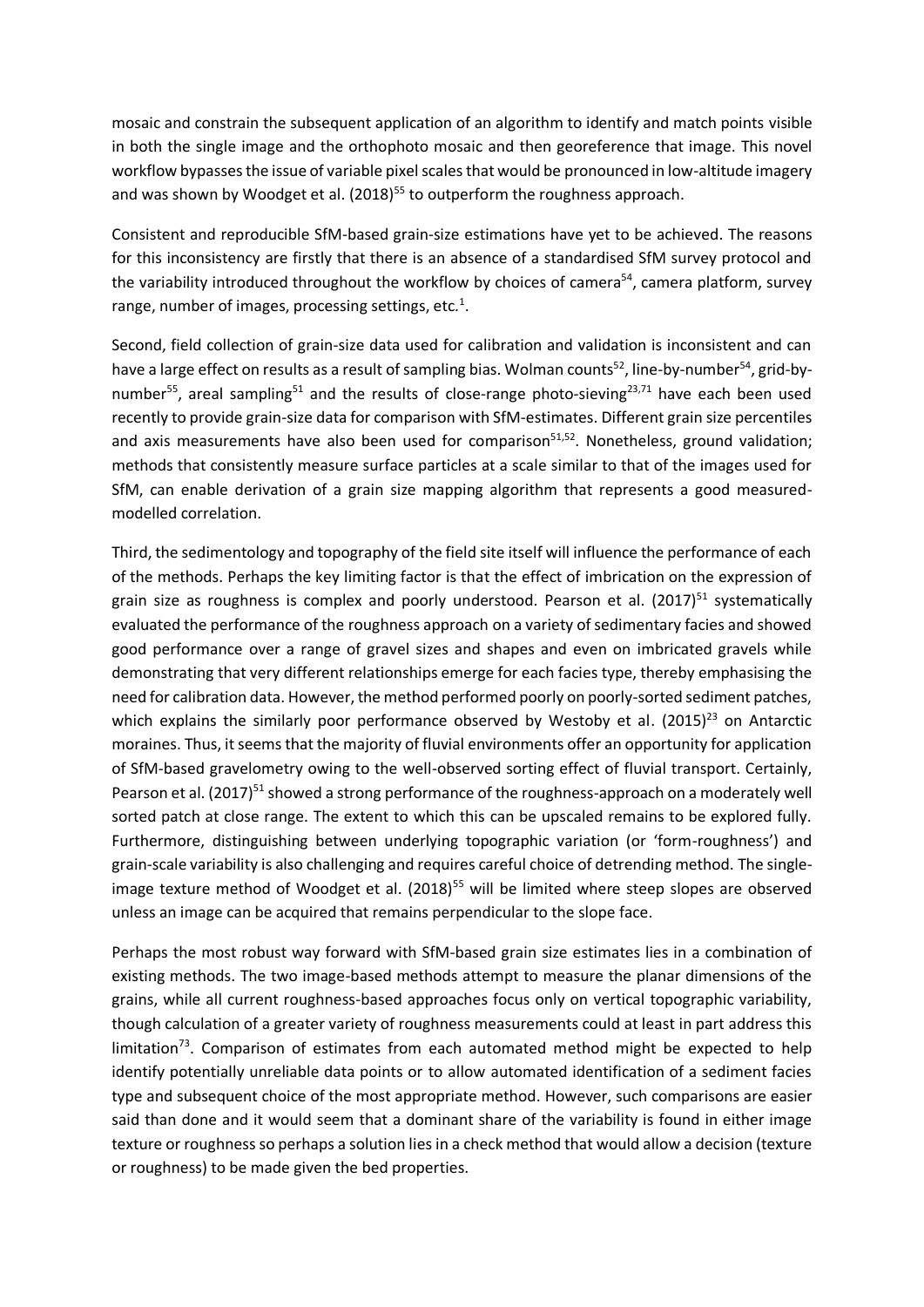mosaic and constrain the subsequent application of an algorithm to identify and match points visible in both the single image and the orthophoto mosaic and then georeference that image. This novel workflow bypasses the issue of variable pixel scales that would be pronounced in low-altitude imagery and was shown by Woodget et al. (2018)[55] to outperform the roughness approach.

Consistent and reproducible SfM-based grain-size estimations have yet to be achieved. The reasons for this inconsistency are firstly that there is an absence of a standardised SfM survey protocol and the variability introduced throughout the workflow by choices of camera[54], camera platform, survey range, number of images, processing settings, etc.[1].

Second, field collection of grain-size data used for calibration and validation is inconsistent and can have a large effect on results as a result of sampling bias. Wolman counts[52], line-by-number[54], grid-by-number[55], areal sampling[51] and the results of close-range photo-sieving[23,71] have each been used recently to provide grain-size data for comparison with SfM-estimates. Different grain size percentiles and axis measurements have also been used for comparison[51,52]. Nonetheless, ground validation; methods that consistently measure surface particles at a scale similar to that of the images used for SfM, can enable derivation of a grain size mapping algorithm that represents a good measured-modelled correlation.

Third, the sedimentology and topography of the field site itself will influence the performance of each of the methods. Perhaps the key limiting factor is that the effect of imbrication on the expression of grain size as roughness is complex and poorly understood. Pearson et al. (2017)[51] systematically evaluated the performance of the roughness approach on a variety of sedimentary facies and showed good performance over a range of gravel sizes and shapes and even on imbricated gravels while demonstrating that very different relationships emerge for each facies type, thereby emphasising the need for calibration data. However, the method performed poorly on poorly-sorted sediment patches, which explains the similarly poor performance observed by Westoby et al. (2015)[23] on Antarctic moraines. Thus, it seems that the majority of fluvial environments offer an opportunity for application of SfM-based gravelometry owing to the well-observed sorting effect of fluvial transport. Certainly, Pearson et al. (2017)[51] showed a strong performance of the roughness-approach on a moderately well sorted patch at close range. The extent to which this can be upscaled remains to be explored fully. Furthermore, distinguishing between underlying topographic variation (or 'form-roughness') and grain-scale variability is also challenging and requires careful choice of detrending method. The single-image texture method of Woodget et al. (2018)[55] will be limited where steep slopes are observed unless an image can be acquired that remains perpendicular to the slope face.

Perhaps the most robust way forward with SfM-based grain size estimates lies in a combination of existing methods. The two image-based methods attempt to measure the planar dimensions of the grains, while all current roughness-based approaches focus only on vertical topographic variability, though calculation of a greater variety of roughness measurements could at least in part address this limitation[73]. Comparison of estimates from each automated method might be expected to help identify potentially unreliable data points or to allow automated identification of a sediment facies type and subsequent choice of the most appropriate method. However, such comparisons are easier said than done and it would seem that a dominant share of the variability is found in either image texture or roughness so perhaps a solution lies in a check method that would allow a decision (texture or roughness) to be made given the bed properties.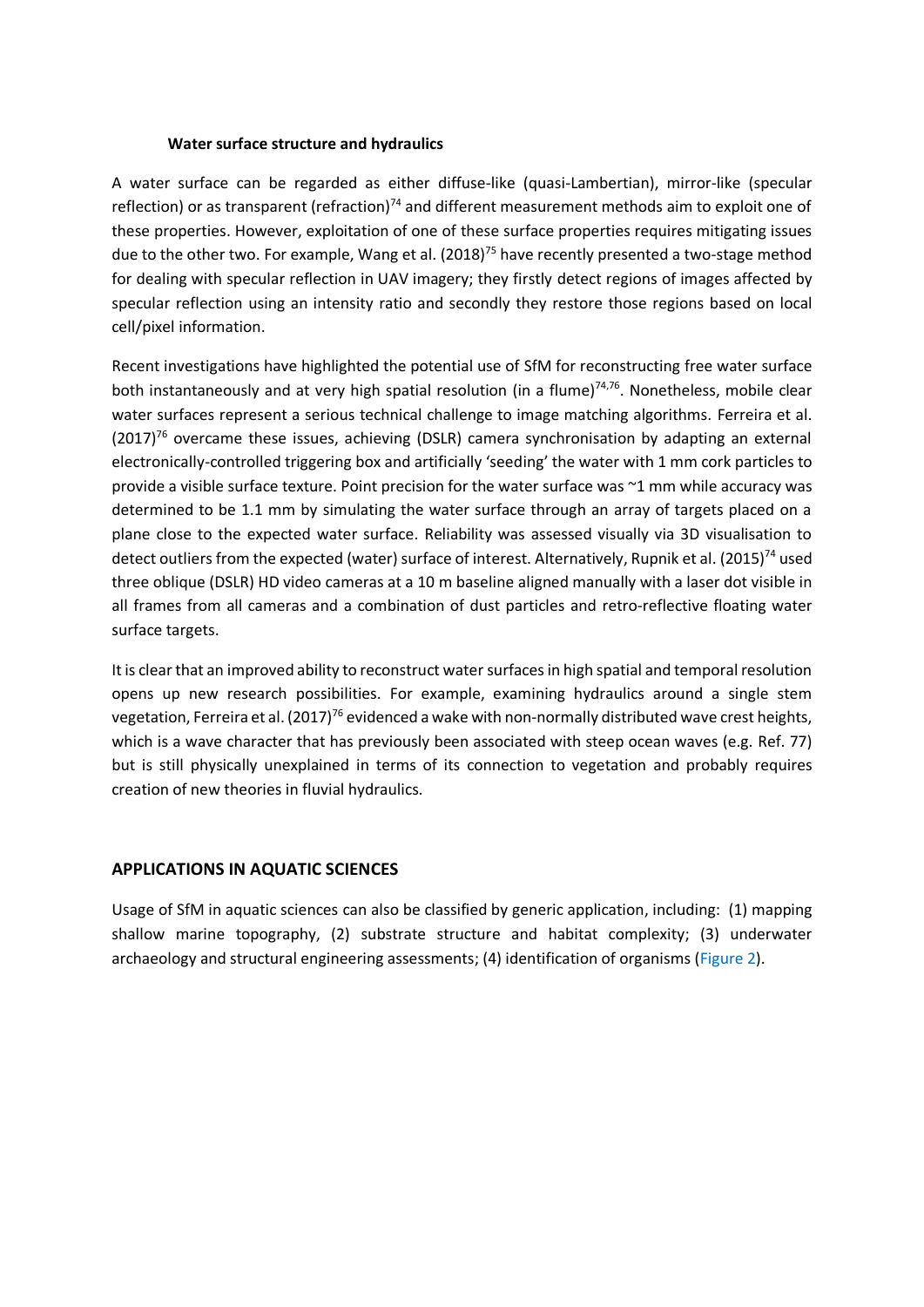### Water surface structure and hydraulics

A water surface can be regarded as either diffuse-like (quasi-Lambertian), mirror-like (specular reflection) or as transparent (refraction)[74] and different measurement methods aim to exploit one of these properties. However, exploitation of one of these surface properties requires mitigating issues due to the other two. For example, Wang et al. (2018)[75] have recently presented a two-stage method for dealing with specular reflection in UAV imagery; they firstly detect regions of images affected by specular reflection using an intensity ratio and secondly they restore those regions based on local cell/pixel information.

Recent investigations have highlighted the potential use of SfM for reconstructing free water surface both instantaneously and at very high spatial resolution (in a flume)[74,76]. Nonetheless, mobile clear water surfaces represent a serious technical challenge to image matching algorithms. Ferreira et al. (2017)[76] overcame these issues, achieving (DSLR) camera synchronisation by adapting an external electronically-controlled triggering box and artificially 'seeding' the water with 1 mm cork particles to provide a visible surface texture. Point precision for the water surface was ~1 mm while accuracy was determined to be 1.1 mm by simulating the water surface through an array of targets placed on a plane close to the expected water surface. Reliability was assessed visually via 3D visualisation to detect outliers from the expected (water) surface of interest. Alternatively, Rupnik et al. (2015)[74] used three oblique (DSLR) HD video cameras at a 10 m baseline aligned manually with a laser dot visible in all frames from all cameras and a combination of dust particles and retro-reflective floating water surface targets.

It is clear that an improved ability to reconstruct water surfaces in high spatial and temporal resolution opens up new research possibilities. For example, examining hydraulics around a single stem vegetation, Ferreira et al. (2017)[76] evidenced a wake with non-normally distributed wave crest heights, which is a wave character that has previously been associated with steep ocean waves (e.g. Ref. 77) but is still physically unexplained in terms of its connection to vegetation and probably requires creation of new theories in fluvial hydraulics.

## APPLICATIONS IN AQUATIC SCIENCES

Usage of SfM in aquatic sciences can also be classified by generic application, including: (1) mapping shallow marine topography, (2) substrate structure and habitat complexity; (3) underwater archaeology and structural engineering assessments; (4) identification of organisms (Figure 2).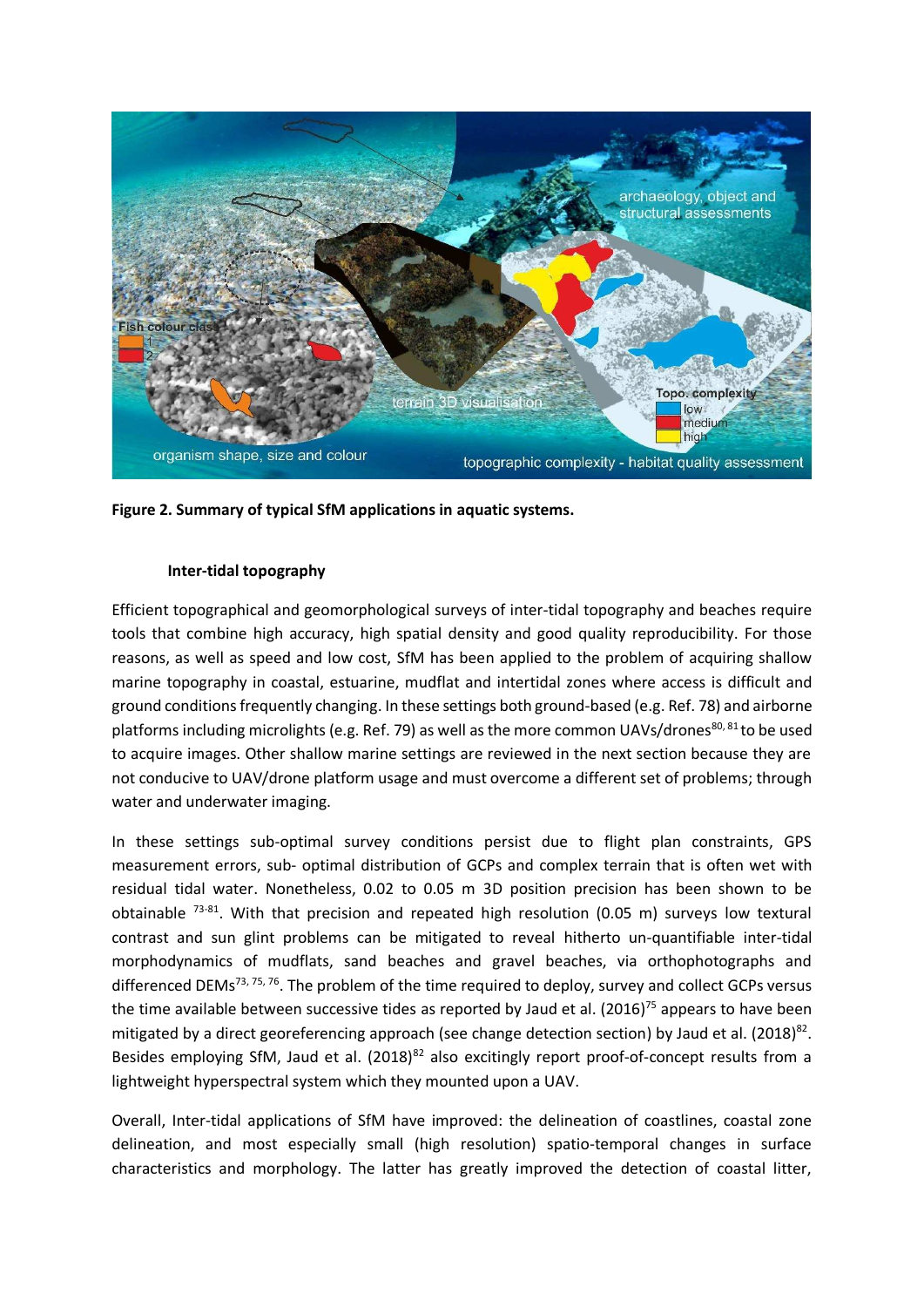**Figure 2. Summary of typical SfM applications in aquatic systems.**

### Inter-tidal topography

Efficient topographical and geomorphological surveys of inter-tidal topography and beaches require tools that combine high accuracy, high spatial density and good quality reproducibility. For those reasons, as well as speed and low cost, SfM has been applied to the problem of acquiring shallow marine topography in coastal, estuarine, mudflat and intertidal zones where access is difficult and ground conditions frequently changing. In these settings both ground-based (e.g. Ref. 78) and airborne platforms including microlights (e.g. Ref. 79) as well as the more common UAVs/drones[80, 81] to be used to acquire images. Other shallow marine settings are reviewed in the next section because they are not conducive to UAV/drone platform usage and must overcome a different set of problems; through water and underwater imaging.

In these settings sub-optimal survey conditions persist due to flight plan constraints, GPS measurement errors, sub- optimal distribution of GCPs and complex terrain that is often wet with residual tidal water. Nonetheless, 0.02 to 0.05 m 3D position precision has been shown to be obtainable [73-81]. With that precision and repeated high resolution (0.05 m) surveys low textural contrast and sun glint problems can be mitigated to reveal hitherto un-quantifiable inter-tidal morphodynamics of mudflats, sand beaches and gravel beaches, via orthophotographs and differenced DEMs[73, 75, 76]. The problem of the time required to deploy, survey and collect GCPs versus the time available between successive tides as reported by Jaud et al. (2016)[75] appears to have been mitigated by a direct georeferencing approach (see change detection section) by Jaud et al. (2018)[82]. Besides employing SfM, Jaud et al. (2018)[82] also excitingly report proof-of-concept results from a lightweight hyperspectral system which they mounted upon a UAV.

Overall, Inter-tidal applications of SfM have improved: the delineation of coastlines, coastal zone delineation, and most especially small (high resolution) spatio-temporal changes in surface characteristics and morphology. The latter has greatly improved the detection of coastal litter,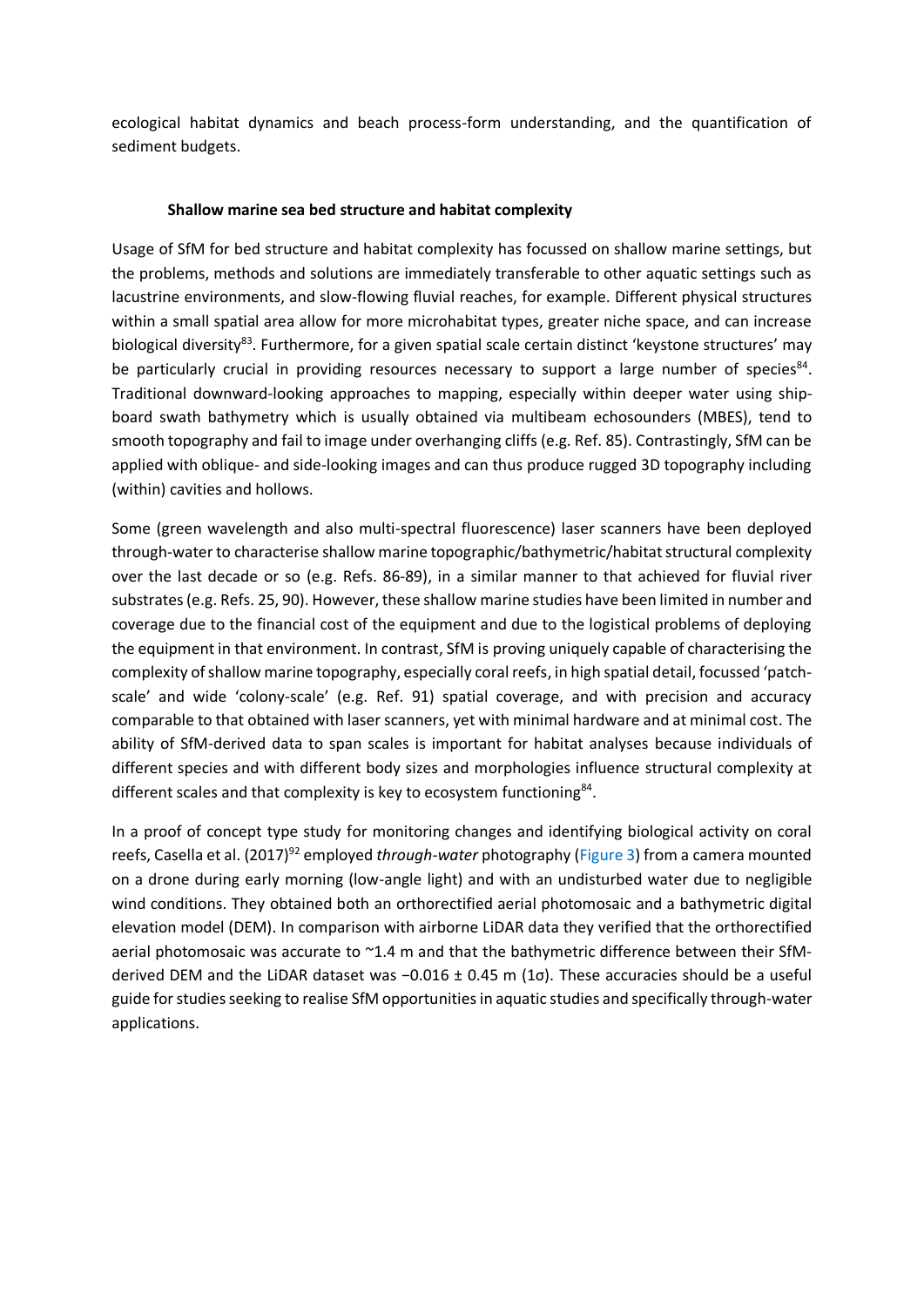ecological habitat dynamics and beach process-form understanding, and the quantification of sediment budgets.

### Shallow marine sea bed structure and habitat complexity

Usage of SfM for bed structure and habitat complexity has focussed on shallow marine settings, but the problems, methods and solutions are immediately transferable to other aquatic settings such as lacustrine environments, and slow-flowing fluvial reaches, for example. Different physical structures within a small spatial area allow for more microhabitat types, greater niche space, and can increase biological diversity[83]. Furthermore, for a given spatial scale certain distinct 'keystone structures' may be particularly crucial in providing resources necessary to support a large number of species[84]. Traditional downward-looking approaches to mapping, especially within deeper water using ship-board swath bathymetry which is usually obtained via multibeam echosounders (MBES), tend to smooth topography and fail to image under overhanging cliffs (e.g. Ref. 85). Contrastingly, SfM can be applied with oblique- and side-looking images and can thus produce rugged 3D topography including (within) cavities and hollows.

Some (green wavelength and also multi-spectral fluorescence) laser scanners have been deployed through-water to characterise shallow marine topographic/bathymetric/habitat structural complexity over the last decade or so (e.g. Refs. 86-89), in a similar manner to that achieved for fluvial river substrates (e.g. Refs. 25, 90). However, these shallow marine studies have been limited in number and coverage due to the financial cost of the equipment and due to the logistical problems of deploying the equipment in that environment. In contrast, SfM is proving uniquely capable of characterising the complexity of shallow marine topography, especially coral reefs, in high spatial detail, focussed 'patch-scale' and wide 'colony-scale' (e.g. Ref. 91) spatial coverage, and with precision and accuracy comparable to that obtained with laser scanners, yet with minimal hardware and at minimal cost. The ability of SfM-derived data to span scales is important for habitat analyses because individuals of different species and with different body sizes and morphologies influence structural complexity at different scales and that complexity is key to ecosystem functioning[84].

In a proof of concept type study for monitoring changes and identifying biological activity on coral reefs, Casella et al. (2017)[92] employed *through-water* photography (Figure 3) from a camera mounted on a drone during early morning (low-angle light) and with an undisturbed water due to negligible wind conditions. They obtained both an orthorectified aerial photomosaic and a bathymetric digital elevation model (DEM). In comparison with airborne LiDAR data they verified that the orthorectified aerial photomosaic was accurate to ~1.4 m and that the bathymetric difference between their SfM-derived DEM and the LiDAR dataset was $-0.016 \pm 0.45$ m ($1\sigma$). These accuracies should be a useful guide for studies seeking to realise SfM opportunities in aquatic studies and specifically through-water applications.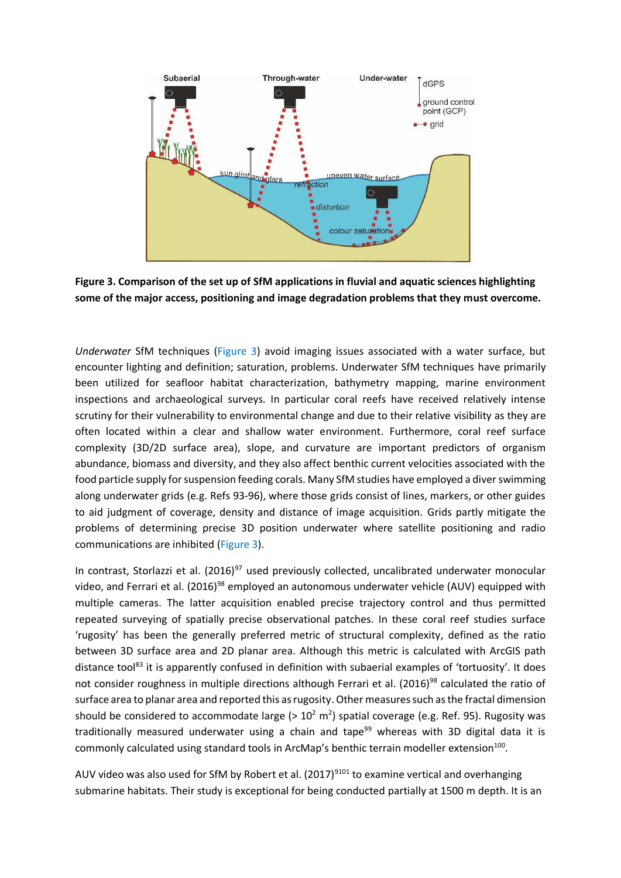**Figure 3. Comparison of the set up of SfM applications in fluvial and aquatic sciences highlighting some of the major access, positioning and image degradation problems that they must overcome.**

*Underwater* SfM techniques (Figure 3) avoid imaging issues associated with a water surface, but encounter lighting and definition; saturation, problems. Underwater SfM techniques have primarily been utilized for seafloor habitat characterization, bathymetry mapping, marine environment inspections and archaeological surveys. In particular coral reefs have received relatively intense scrutiny for their vulnerability to environmental change and due to their relative visibility as they are often located within a clear and shallow water environment. Furthermore, coral reef surface complexity (3D/2D surface area), slope, and curvature are important predictors of organism abundance, biomass and diversity, and they also affect benthic current velocities associated with the food particle supply for suspension feeding corals. Many SfM studies have employed a diver swimming along underwater grids (e.g. Refs 93-96), where those grids consist of lines, markers, or other guides to aid judgment of coverage, density and distance of image acquisition. Grids partly mitigate the problems of determining precise 3D position underwater where satellite positioning and radio communications are inhibited (Figure 3).

In contrast, Storlazzi et al. (2016)[97] used previously collected, uncalibrated underwater monocular video, and Ferrari et al. (2016)[98] employed an autonomous underwater vehicle (AUV) equipped with multiple cameras. The latter acquisition enabled precise trajectory control and thus permitted repeated surveying of spatially precise observational patches. In these coral reef studies surface 'rugosity' has been the generally preferred metric of structural complexity, defined as the ratio between 3D surface area and 2D planar area. Although this metric is calculated with ArcGIS path distance tool[83] it is apparently confused in definition with subaerial examples of 'tortuosity'. It does not consider roughness in multiple directions although Ferrari et al. (2016)[98] calculated the ratio of surface area to planar area and reported this as rugosity. Other measures such as the fractal dimension should be considered to accommodate large (> $10^2$ $m^2$) spatial coverage (e.g. Ref. 95). Rugosity was traditionally measured underwater using a chain and tape[99] whereas with 3D digital data it is commonly calculated using standard tools in ArcMap's benthic terrain modeller extension[100].

AUV video was also used for SfM by Robert et al. (2017)[9101] to examine vertical and overhanging submarine habitats. Their study is exceptional for being conducted partially at 1500 m depth. It is an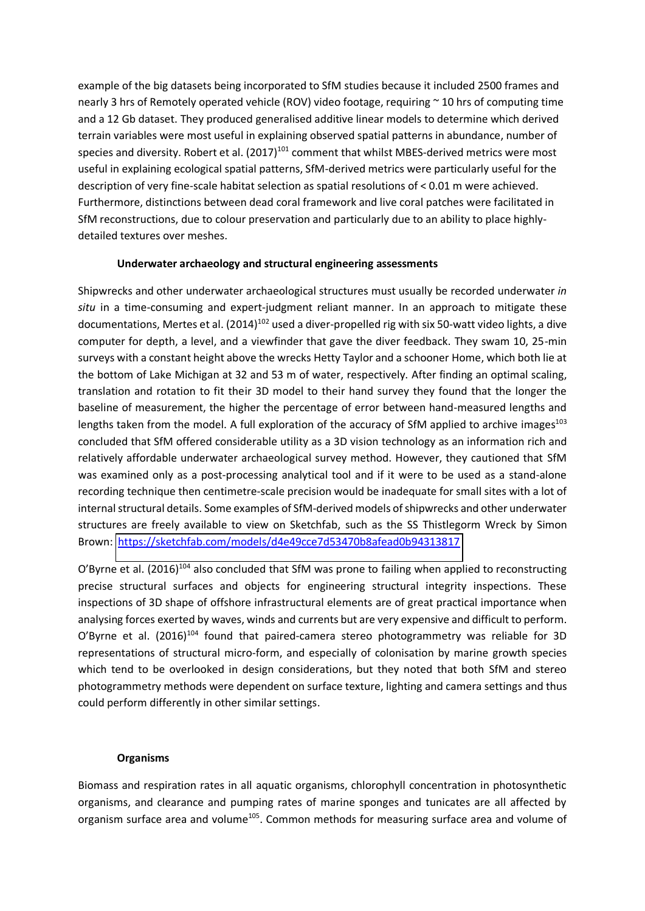example of the big datasets being incorporated to SfM studies because it included 2500 frames and nearly 3 hrs of Remotely operated vehicle (ROV) video footage, requiring ~ 10 hrs of computing time and a 12 Gb dataset. They produced generalised additive linear models to determine which derived terrain variables were most useful in explaining observed spatial patterns in abundance, number of species and diversity. Robert et al. (2017)[101] comment that whilst MBES-derived metrics were most useful in explaining ecological spatial patterns, SfM-derived metrics were particularly useful for the description of very fine-scale habitat selection as spatial resolutions of < 0.01 m were achieved. Furthermore, distinctions between dead coral framework and live coral patches were facilitated in SfM reconstructions, due to colour preservation and particularly due to an ability to place highly-detailed textures over meshes.

### Underwater archaeology and structural engineering assessments

Shipwrecks and other underwater archaeological structures must usually be recorded underwater *in situ* in a time-consuming and expert-judgment reliant manner. In an approach to mitigate these documentations, Mertes et al. (2014)[102] used a diver-propelled rig with six 50-watt video lights, a dive computer for depth, a level, and a viewfinder that gave the diver feedback. They swam 10, 25-min surveys with a constant height above the wrecks Hetty Taylor and a schooner Home, which both lie at the bottom of Lake Michigan at 32 and 53 m of water, respectively. After finding an optimal scaling, translation and rotation to fit their 3D model to their hand survey they found that the longer the baseline of measurement, the higher the percentage of error between hand-measured lengths and lengths taken from the model. A full exploration of the accuracy of SfM applied to archive images[103] concluded that SfM offered considerable utility as a 3D vision technology as an information rich and relatively affordable underwater archaeological survey method. However, they cautioned that SfM was examined only as a post-processing analytical tool and if it were to be used as a stand-alone recording technique then centimetre-scale precision would be inadequate for small sites with a lot of internal structural details. Some examples of SfM-derived models of shipwrecks and other underwater structures are freely available to view on Sketchfab, such as the SS Thistlegorm Wreck by Simon Brown: https://sketchfab.com/models/d4e49cce7d53470b8afead0b94313817

O'Byrne et al. (2016)[104] also concluded that SfM was prone to failing when applied to reconstructing precise structural surfaces and objects for engineering structural integrity inspections. These inspections of 3D shape of offshore infrastructural elements are of great practical importance when analysing forces exerted by waves, winds and currents but are very expensive and difficult to perform. O'Byrne et al. (2016)[104] found that paired-camera stereo photogrammetry was reliable for 3D representations of structural micro-form, and especially of colonisation by marine growth species which tend to be overlooked in design considerations, but they noted that both SfM and stereo photogrammetry methods were dependent on surface texture, lighting and camera settings and thus could perform differently in other similar settings.

### Organisms

Biomass and respiration rates in all aquatic organisms, chlorophyll concentration in photosynthetic organisms, and clearance and pumping rates of marine sponges and tunicates are all affected by organism surface area and volume[105]. Common methods for measuring surface area and volume of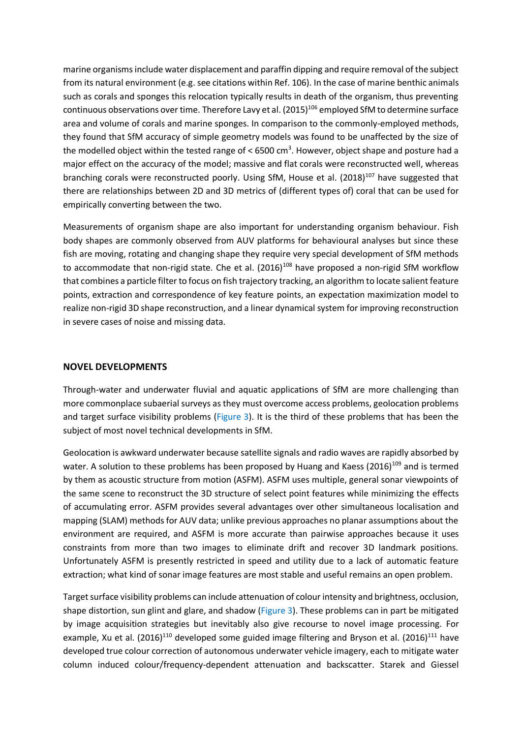marine organisms include water displacement and paraffin dipping and require removal of the subject from its natural environment (e.g. see citations within Ref. 106). In the case of marine benthic animals such as corals and sponges this relocation typically results in death of the organism, thus preventing continuous observations over time. Therefore Lavy et al. (2015)[106] employed SfM to determine surface area and volume of corals and marine sponges. In comparison to the commonly-employed methods, they found that SfM accuracy of simple geometry models was found to be unaffected by the size of the modelled object within the tested range of < 6500 cm$^3$. However, object shape and posture had a major effect on the accuracy of the model; massive and flat corals were reconstructed well, whereas branching corals were reconstructed poorly. Using SfM, House et al. (2018)[107] have suggested that there are relationships between 2D and 3D metrics of (different types of) coral that can be used for empirically converting between the two.

Measurements of organism shape are also important for understanding organism behaviour. Fish body shapes are commonly observed from AUV platforms for behavioural analyses but since these fish are moving, rotating and changing shape they require very special development of SfM methods to accommodate that non-rigid state. Che et al. (2016)[108] have proposed a non-rigid SfM workflow that combines a particle filter to focus on fish trajectory tracking, an algorithm to locate salient feature points, extraction and correspondence of key feature points, an expectation maximization model to realize non-rigid 3D shape reconstruction, and a linear dynamical system for improving reconstruction in severe cases of noise and missing data.

## NOVEL DEVELOPMENTS

Through-water and underwater fluvial and aquatic applications of SfM are more challenging than more commonplace subaerial surveys as they must overcome access problems, geolocation problems and target surface visibility problems (Figure 3). It is the third of these problems that has been the subject of most novel technical developments in SfM.

Geolocation is awkward underwater because satellite signals and radio waves are rapidly absorbed by water. A solution to these problems has been proposed by Huang and Kaess (2016)[109] and is termed by them as acoustic structure from motion (ASFM). ASFM uses multiple, general sonar viewpoints of the same scene to reconstruct the 3D structure of select point features while minimizing the effects of accumulating error. ASFM provides several advantages over other simultaneous localisation and mapping (SLAM) methods for AUV data; unlike previous approaches no planar assumptions about the environment are required, and ASFM is more accurate than pairwise approaches because it uses constraints from more than two images to eliminate drift and recover 3D landmark positions. Unfortunately ASFM is presently restricted in speed and utility due to a lack of automatic feature extraction; what kind of sonar image features are most stable and useful remains an open problem.

Target surface visibility problems can include attenuation of colour intensity and brightness, occlusion, shape distortion, sun glint and glare, and shadow (Figure 3). These problems can in part be mitigated by image acquisition strategies but inevitably also give recourse to novel image processing. For example, Xu et al. (2016)[110] developed some guided image filtering and Bryson et al. (2016)[111] have developed true colour correction of autonomous underwater vehicle imagery, each to mitigate water column induced colour/frequency-dependent attenuation and backscatter. Starek and Giessel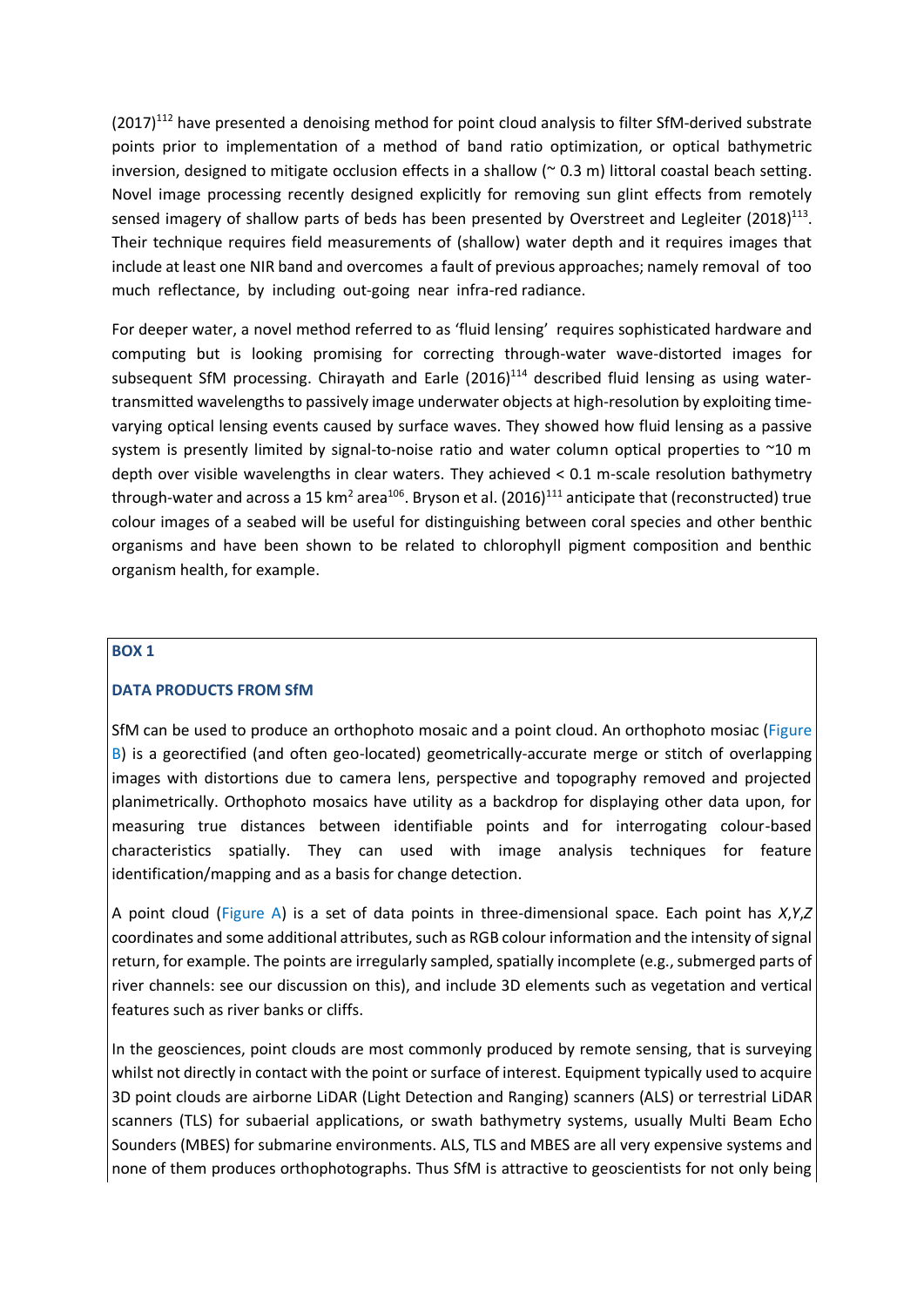(2017)[112] have presented a denoising method for point cloud analysis to filter SfM-derived substrate points prior to implementation of a method of band ratio optimization, or optical bathymetric inversion, designed to mitigate occlusion effects in a shallow (~ 0.3 m) littoral coastal beach setting. Novel image processing recently designed explicitly for removing sun glint effects from remotely sensed imagery of shallow parts of beds has been presented by Overstreet and Legleiter (2018)[113]. Their technique requires field measurements of (shallow) water depth and it requires images that include at least one NIR band and overcomes a fault of previous approaches; namely removal of too much reflectance, by including out-going near infra-red radiance.

For deeper water, a novel method referred to as 'fluid lensing' requires sophisticated hardware and computing but is looking promising for correcting through-water wave-distorted images for subsequent SfM processing. Chirayath and Earle (2016)[114] described fluid lensing as using water-transmitted wavelengths to passively image underwater objects at high-resolution by exploiting time-varying optical lensing events caused by surface waves. They showed how fluid lensing as a passive system is presently limited by signal-to-noise ratio and water column optical properties to ~10 m depth over visible wavelengths in clear waters. They achieved < 0.1 m-scale resolution bathymetry through-water and across a 15 km$^2$ area[106]. Bryson et al. (2016)[111] anticipate that (reconstructed) true colour images of a seabed will be useful for distinguishing between coral species and other benthic organisms and have been shown to be related to chlorophyll pigment composition and benthic organism health, for example.

**BOX 1**

**DATA PRODUCTS FROM SfM**

SfM can be used to produce an orthophoto mosaic and a point cloud. An orthophoto mosiac (Figure B) is a georectified (and often geo-located) geometrically-accurate merge or stitch of overlapping images with distortions due to camera lens, perspective and topography removed and projected planimetrically. Orthophoto mosaics have utility as a backdrop for displaying other data upon, for measuring true distances between identifiable points and for interrogating colour-based characteristics spatially. They can used with image analysis techniques for feature identification/mapping and as a basis for change detection.

A point cloud (Figure A) is a set of data points in three-dimensional space. Each point has *X*,*Y*,*Z* coordinates and some additional attributes, such as RGB colour information and the intensity of signal return, for example. The points are irregularly sampled, spatially incomplete (e.g., submerged parts of river channels: see our discussion on this), and include 3D elements such as vegetation and vertical features such as river banks or cliffs.

In the geosciences, point clouds are most commonly produced by remote sensing, that is surveying whilst not directly in contact with the point or surface of interest. Equipment typically used to acquire 3D point clouds are airborne LiDAR (Light Detection and Ranging) scanners (ALS) or terrestrial LiDAR scanners (TLS) for subaerial applications, or swath bathymetry systems, usually Multi Beam Echo Sounders (MBES) for submarine environments. ALS, TLS and MBES are all very expensive systems and none of them produces orthophotographs. Thus SfM is attractive to geoscientists for not only being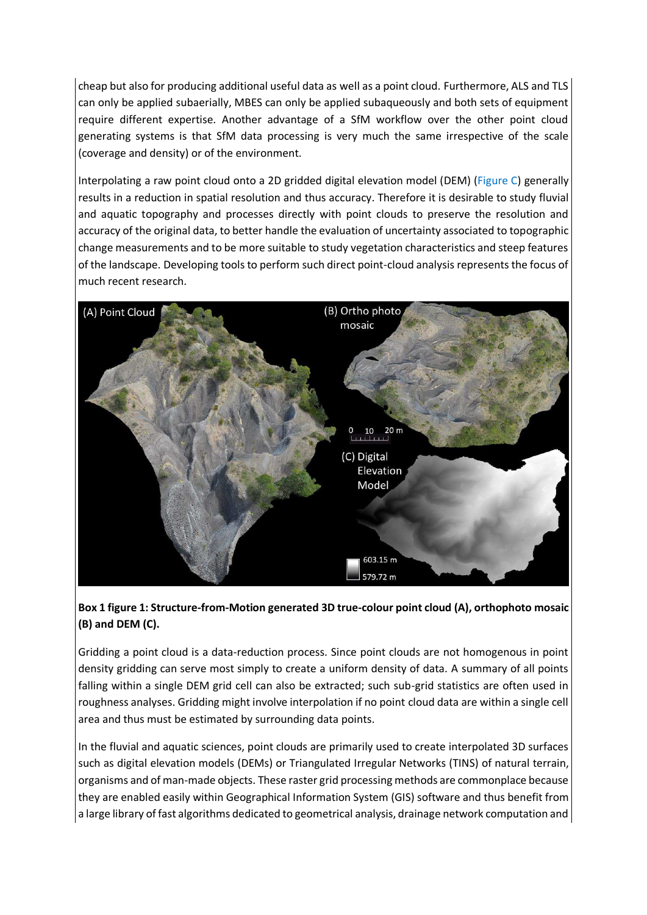cheap but also for producing additional useful data as well as a point cloud. Furthermore, ALS and TLS can only be applied subaerially, MBES can only be applied subaqueously and both sets of equipment require different expertise. Another advantage of a SfM workflow over the other point cloud generating systems is that SfM data processing is very much the same irrespective of the scale (coverage and density) or of the environment.

Interpolating a raw point cloud onto a 2D gridded digital elevation model (DEM) (Figure C) generally results in a reduction in spatial resolution and thus accuracy. Therefore it is desirable to study fluvial and aquatic topography and processes directly with point clouds to preserve the resolution and accuracy of the original data, to better handle the evaluation of uncertainty associated to topographic change measurements and to be more suitable to study vegetation characteristics and steep features of the landscape. Developing tools to perform such direct point-cloud analysis represents the focus of much recent research.

**Box 1 figure 1: Structure-from-Motion generated 3D true-colour point cloud (A), orthophoto mosaic (B) and DEM (C).**

Gridding a point cloud is a data-reduction process. Since point clouds are not homogenous in point density gridding can serve most simply to create a uniform density of data. A summary of all points falling within a single DEM grid cell can also be extracted; such sub-grid statistics are often used in roughness analyses. Gridding might involve interpolation if no point cloud data are within a single cell area and thus must be estimated by surrounding data points.

In the fluvial and aquatic sciences, point clouds are primarily used to create interpolated 3D surfaces such as digital elevation models (DEMs) or Triangulated Irregular Networks (TINS) of natural terrain, organisms and of man-made objects. These raster grid processing methods are commonplace because they are enabled easily within Geographical Information System (GIS) software and thus benefit from a large library of fast algorithms dedicated to geometrical analysis, drainage network computation and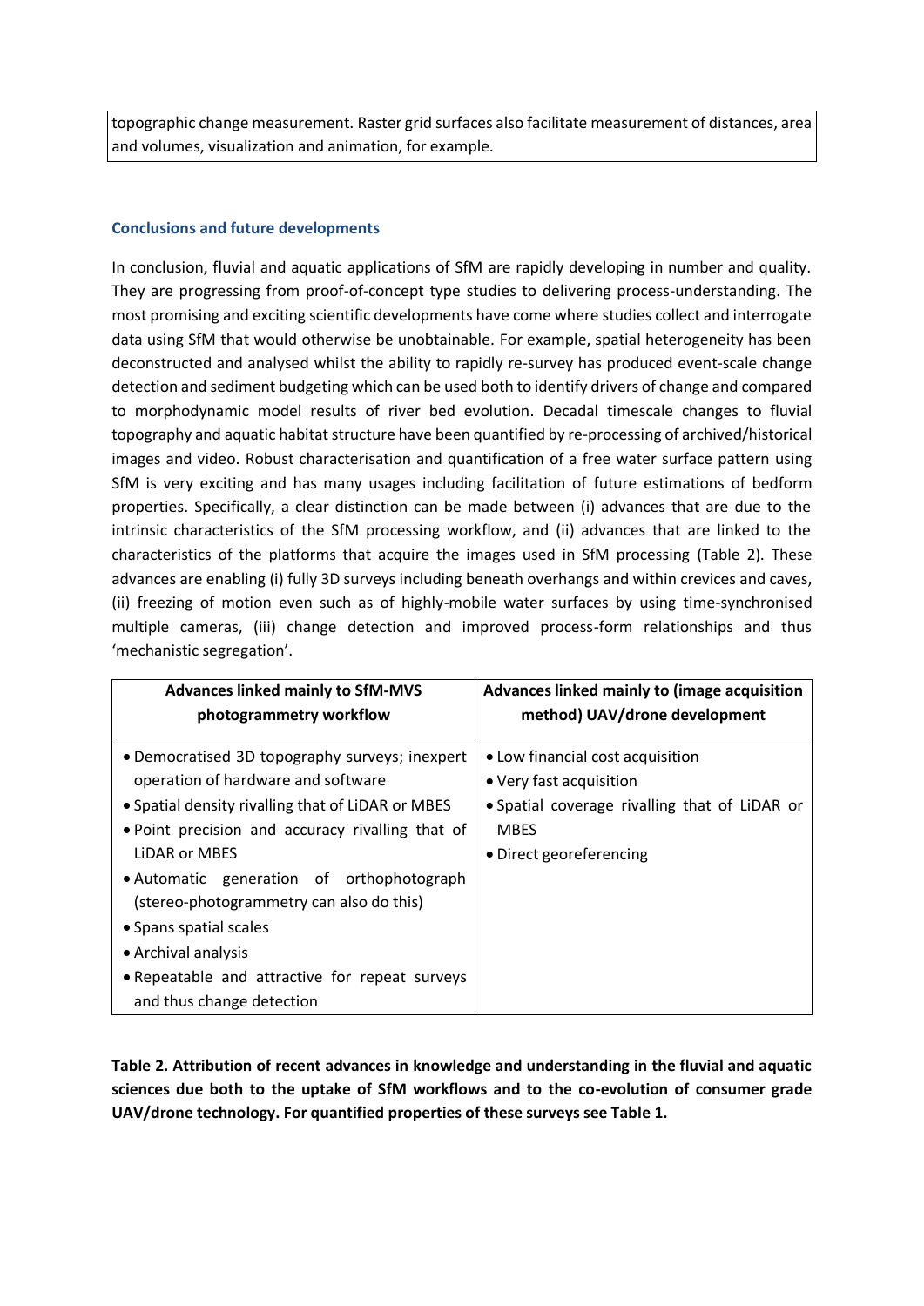topographic change measurement. Raster grid surfaces also facilitate measurement of distances, area and volumes, visualization and animation, for example.

## Conclusions and future developments

In conclusion, fluvial and aquatic applications of SfM are rapidly developing in number and quality. They are progressing from proof-of-concept type studies to delivering process-understanding. The most promising and exciting scientific developments have come where studies collect and interrogate data using SfM that would otherwise be unobtainable. For example, spatial heterogeneity has been deconstructed and analysed whilst the ability to rapidly re-survey has produced event-scale change detection and sediment budgeting which can be used both to identify drivers of change and compared to morphodynamic model results of river bed evolution. Decadal timescale changes to fluvial topography and aquatic habitat structure have been quantified by re-processing of archived/historical images and video. Robust characterisation and quantification of a free water surface pattern using SfM is very exciting and has many usages including facilitation of future estimations of bedform properties. Specifically, a clear distinction can be made between (i) advances that are due to the intrinsic characteristics of the SfM processing workflow, and (ii) advances that are linked to the characteristics of the platforms that acquire the images used in SfM processing (Table 2). These advances are enabling (i) fully 3D surveys including beneath overhangs and within crevices and caves, (ii) freezing of motion even such as of highly-mobile water surfaces by using time-synchronised multiple cameras, (iii) change detection and improved process-form relationships and thus 'mechanistic segregation'.

| Advances linked mainly to SfM-MVS photogrammetry workflow | Advances linked mainly to (image acquisition method) UAV/drone development |
| --- | --- |
| • Democratised 3D topography surveys; inexpert operation of hardware and software<br>• Spatial density rivalling that of LiDAR or MBES<br>• Point precision and accuracy rivalling that of LiDAR or MBES<br>• Automatic generation of orthophotograph (stereo-photogrammetry can also do this)<br>• Spans spatial scales<br>• Archival analysis<br>• Repeatable and attractive for repeat surveys and thus change detection | • Low financial cost acquisition<br>• Very fast acquisition<br>• Spatial coverage rivalling that of LiDAR or MBES<br>• Direct georeferencing |

**Table 2. Attribution of recent advances in knowledge and understanding in the fluvial and aquatic sciences due both to the uptake of SfM workflows and to the co-evolution of consumer grade UAV/drone technology. For quantified properties of these surveys see Table 1.**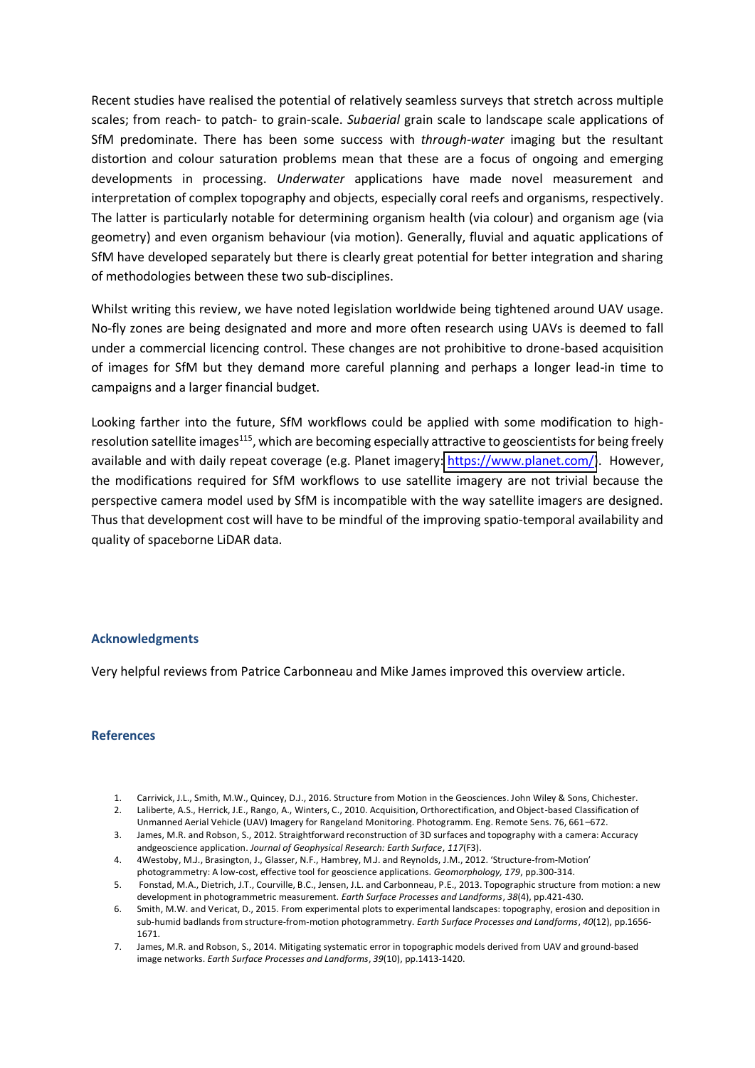Recent studies have realised the potential of relatively seamless surveys that stretch across multiple scales; from reach- to patch- to grain-scale. *Subaerial* grain scale to landscape scale applications of SfM predominate. There has been some success with *through-water* imaging but the resultant distortion and colour saturation problems mean that these are a focus of ongoing and emerging developments in processing. *Underwater* applications have made novel measurement and interpretation of complex topography and objects, especially coral reefs and organisms, respectively. The latter is particularly notable for determining organism health (via colour) and organism age (via geometry) and even organism behaviour (via motion). Generally, fluvial and aquatic applications of SfM have developed separately but there is clearly great potential for better integration and sharing of methodologies between these two sub-disciplines.

Whilst writing this review, we have noted legislation worldwide being tightened around UAV usage. No-fly zones are being designated and more and more often research using UAVs is deemed to fall under a commercial licencing control. These changes are not prohibitive to drone-based acquisition of images for SfM but they demand more careful planning and perhaps a longer lead-in time to campaigns and a larger financial budget.

Looking farther into the future, SfM workflows could be applied with some modification to high-resolution satellite images[115], which are becoming especially attractive to geoscientists for being freely available and with daily repeat coverage (e.g. Planet imagery: https://www.planet.com/). However, the modifications required for SfM workflows to use satellite imagery are not trivial because the perspective camera model used by SfM is incompatible with the way satellite imagers are designed. Thus that development cost will have to be mindful of the improving spatio-temporal availability and quality of spaceborne LiDAR data.

## Acknowledgments

Very helpful reviews from Patrice Carbonneau and Mike James improved this overview article.

## References

1. Carrivick, J.L., Smith, M.W., Quincey, D.J., 2016. Structure from Motion in the Geosciences. John Wiley & Sons, Chichester.
2. Laliberte, A.S., Herrick, J.E., Rango, A., Winters, C., 2010. Acquisition, Orthorectification, and Object-based Classification of Unmanned Aerial Vehicle (UAV) Imagery for Rangeland Monitoring. Photogramm. Eng. Remote Sens. 76, 661–672.
3. James, M.R. and Robson, S., 2012. Straightforward reconstruction of 3D surfaces and topography with a camera: Accuracy andgeoscience application. *Journal of Geophysical Research: Earth Surface*, *117*(F3).
4. 4Westoby, M.J., Brasington, J., Glasser, N.F., Hambrey, M.J. and Reynolds, J.M., 2012. 'Structure-from-Motion' photogrammetry: A low-cost, effective tool for geoscience applications. *Geomorphology, 179*, pp.300-314.
5. Fonstad, M.A., Dietrich, J.T., Courville, B.C., Jensen, J.L. and Carbonneau, P.E., 2013. Topographic structure from motion: a new development in photogrammetric measurement. *Earth Surface Processes and Landforms*, *38*(4), pp.421-430.
6. Smith, M.W. and Vericat, D., 2015. From experimental plots to experimental landscapes: topography, erosion and deposition in sub-humid badlands from structure-from-motion photogrammetry. *Earth Surface Processes and Landforms*, *40*(12), pp.1656-1671.
7. James, M.R. and Robson, S., 2014. Mitigating systematic error in topographic models derived from UAV and ground-based image networks. *Earth Surface Processes and Landforms*, *39*(10), pp.1413-1420.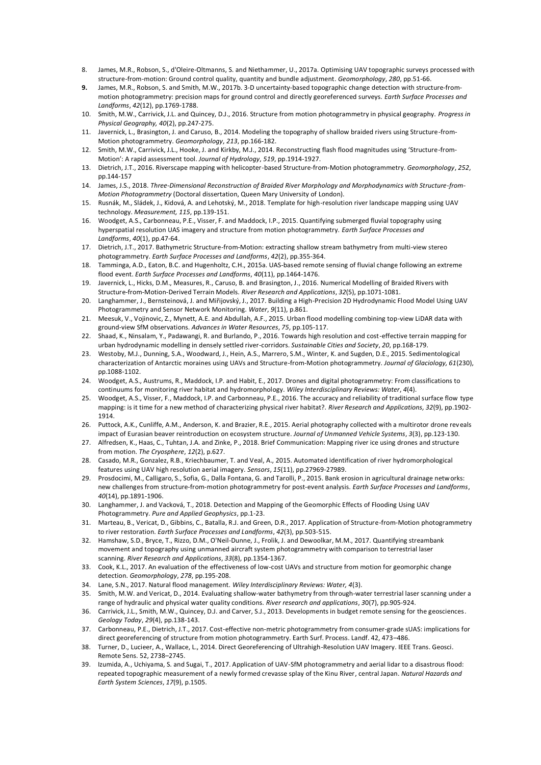8. James, M.R., Robson, S., d'Oleire-Oltmanns, S. and Niethammer, U., 2017a. Optimising UAV topographic surveys processed with structure-from-motion: Ground control quality, quantity and bundle adjustment. *Geomorphology*, *280*, pp.51-66.
9. James, M.R., Robson, S. and Smith, M.W., 2017b. 3-D uncertainty-based topographic change detection with structure-from-motion photogrammetry: precision maps for ground control and directly georeferenced surveys. *Earth Surface Processes and Landforms*, *42*(12), pp.1769-1788.
10. Smith, M.W., Carrivick, J.L. and Quincey, D.J., 2016. Structure from motion photogrammetry in physical geography. *Progress in Physical Geography, 40*(2), pp.247-275.
11. Javernick, L., Brasington, J. and Caruso, B., 2014. Modeling the topography of shallow braided rivers using Structure-from-Motion photogrammetry. *Geomorphology*, *213*, pp.166-182.
12. Smith, M.W., Carrivick, J.L., Hooke, J. and Kirkby, M.J., 2014. Reconstructing flash flood magnitudes using 'Structure-from-Motion': A rapid assessment tool. *Journal of Hydrology*, *519*, pp.1914-1927.
13. Dietrich, J.T., 2016. Riverscape mapping with helicopter-based Structure-from-Motion photogrammetry. *Geomorphology*, *252*, pp.144-157
14. James, J.S., 2018. *Three-Dimensional Reconstruction of Braided River Morphology and Morphodynamics with Structure-from-Motion Photogrammetry* (Doctoral dissertation, Queen Mary University of London).
15. Rusnák, M., Sládek, J., Kidová, A. and Lehotský, M., 2018. Template for high-resolution river landscape mapping using UAV technology. *Measurement, 115*, pp.139-151.
16. Woodget, A.S., Carbonneau, P.E., Visser, F. and Maddock, I.P., 2015. Quantifying submerged fluvial topography using hyperspatial resolution UAS imagery and structure from motion photogrammetry. *Earth Surface Processes and Landforms*, *40*(1), pp.47-64.
17. Dietrich, J.T., 2017. Bathymetric Structure-from-Motion: extracting shallow stream bathymetry from multi-view stereo photogrammetry. *Earth Surface Processes and Landforms*, *42*(2), pp.355-364.
18. Tamminga, A.D., Eaton, B.C. and Hugenholtz, C.H., 2015a. UAS-based remote sensing of fluvial change following an extreme flood event. *Earth Surface Processes and Landforms*, *40*(11), pp.1464-1476.
19. Javernick, L., Hicks, D.M., Measures, R., Caruso, B. and Brasington, J., 2016. Numerical Modelling of Braided Rivers with Structure-from-Motion-Derived Terrain Models. *River Research and Applications*, *32*(5), pp.1071-1081.
20. Langhammer, J., Bernsteinová, J. and Miřijovský, J., 2017. Building a High-Precision 2D Hydrodynamic Flood Model Using UAV Photogrammetry and Sensor Network Monitoring. *Water*, *9*(11), p.861.
21. Meesuk, V., Vojinovic, Z., Mynett, A.E. and Abdullah, A.F., 2015. Urban flood modelling combining top-view LiDAR data with ground-view SfM observations. *Advances in Water Resources*, *75*, pp.105-117.
22. Shaad, K., Ninsalam, Y., Padawangi, R. and Burlando, P., 2016. Towards high resolution and cost-effective terrain mapping for urban hydrodynamic modelling in densely settled river-corridors. *Sustainable Cities and Society*, *20*, pp.168-179.
23. Westoby, M.J., Dunning, S.A., Woodward, J., Hein, A.S., Marrero, S.M., Winter, K. and Sugden, D.E., 2015. Sedimentological characterization of Antarctic moraines using UAVs and Structure-from-Motion photogrammetry. *Journal of Glaciology, 61*(230), pp.1088-1102.
24. Woodget, A.S., Austrums, R., Maddock, I.P. and Habit, E., 2017. Drones and digital photogrammetry: From classifications to continuums for monitoring river habitat and hydromorphology. *Wiley Interdisciplinary Reviews: Water*, *4*(4).
25. Woodget, A.S., Visser, F., Maddock, I.P. and Carbonneau, P.E., 2016. The accuracy and reliability of traditional surface flow type mapping: is it time for a new method of characterizing physical river habitat?. *River Research and Applications, 32*(9), pp.1902-1914.
26. Puttock, A.K., Cunliffe, A.M., Anderson, K. and Brazier, R.E., 2015. Aerial photography collected with a multirotor drone reveals impact of Eurasian beaver reintroduction on ecosystem structure. *Journal of Unmanned Vehicle Systems*, *3*(3), pp.123-130.
27. Alfredsen, K., Haas, C., Tuhtan, J.A. and Zinke, P., 2018. Brief Communication: Mapping river ice using drones and structure from motion. *The Cryosphere*, *12*(2), p.627.
28. Casado, M.R., Gonzalez, R.B., Kriechbaumer, T. and Veal, A., 2015. Automated identification of river hydromorphological features using UAV high resolution aerial imagery. *Sensors*, *15*(11), pp.27969-27989.
29. Prosdocimi, M., Calligaro, S., Sofia, G., Dalla Fontana, G. and Tarolli, P., 2015. Bank erosion in agricultural drainage networks: new challenges from structure-from-motion photogrammetry for post-event analysis. *Earth Surface Processes and Landforms*, *40*(14), pp.1891-1906.
30. Langhammer, J. and Vacková, T., 2018. Detection and Mapping of the Geomorphic Effects of Flooding Using UAV Photogrammetry. *Pure and Applied Geophysics*, pp.1-23.
31. Marteau, B., Vericat, D., Gibbins, C., Batalla, R.J. and Green, D.R., 2017. Application of Structure-from-Motion photogrammetry to river restoration. *Earth Surface Processes and Landforms*, *42*(3), pp.503-515.
32. Hamshaw, S.D., Bryce, T., Rizzo, D.M., O'Neil-Dunne, J., Frolik, J. and Dewoolkar, M.M., 2017. Quantifying streambank movement and topography using unmanned aircraft system photogrammetry with comparison to terrestrial laser scanning. *River Research and Applications*, *33*(8), pp.1354-1367.
33. Cook, K.L., 2017. An evaluation of the effectiveness of low-cost UAVs and structure from motion for geomorphic change detection. *Geomorphology*, *278*, pp.195-208.
34. Lane, S.N., 2017. Natural flood management. *Wiley Interdisciplinary Reviews: Water, 4*(3).
35. Smith, M.W. and Vericat, D., 2014. Evaluating shallow-water bathymetry from through-water terrestrial laser scanning under a range of hydraulic and physical water quality conditions. *River research and applications*, *30*(7), pp.905-924.
36. Carrivick, J.L., Smith, M.W., Quincey, D.J. and Carver, S.J., 2013. Developments in budget remote sensing for the geosciences. *Geology Today*, *29*(4), pp.138-143.
37. Carbonneau, P.E., Dietrich, J.T., 2017. Cost-effective non-metric photogrammetry from consumer-grade sUAS: implications for direct georeferencing of structure from motion photogrammetry. Earth Surf. Process. Landf. 42, 473–486.
38. Turner, D., Lucieer, A., Wallace, L., 2014. Direct Georeferencing of Ultrahigh-Resolution UAV Imagery. IEEE Trans. Geosci. Remote Sens. 52, 2738–2745.
39. Izumida, A., Uchiyama, S. and Sugai, T., 2017. Application of UAV-SfM photogrammetry and aerial lidar to a disastrous flood: repeated topographic measurement of a newly formed crevasse splay of the Kinu River, central Japan. *Natural Hazards and Earth System Sciences*, *17*(9), p.1505.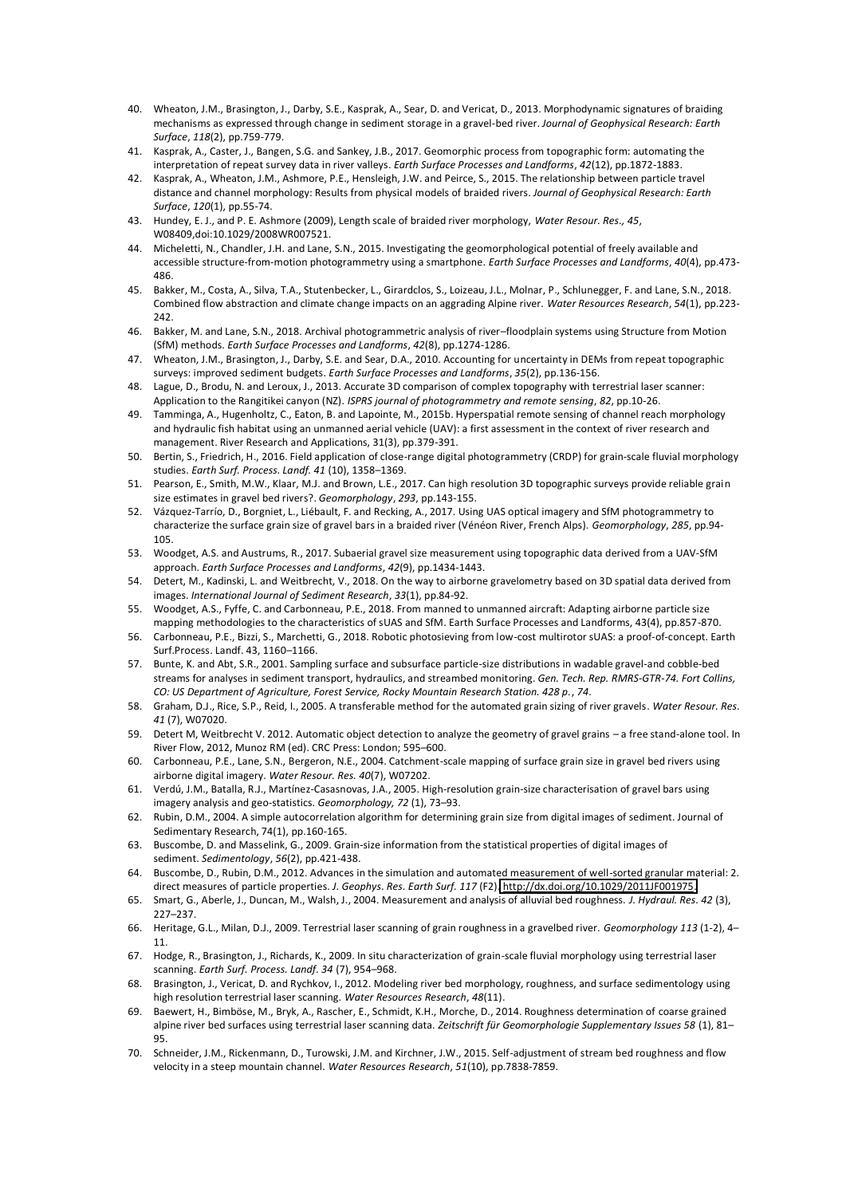40. Wheaton, J.M., Brasington, J., Darby, S.E., Kasprak, A., Sear, D. and Vericat, D., 2013. Morphodynamic signatures of braiding mechanisms as expressed through change in sediment storage in a gravel-bed river. *Journal of Geophysical Research: Earth Surface*, *118*(2), pp.759-779.
41. Kasprak, A., Caster, J., Bangen, S.G. and Sankey, J.B., 2017. Geomorphic process from topographic form: automating the interpretation of repeat survey data in river valleys. *Earth Surface Processes and Landforms*, *42*(12), pp.1872-1883.
42. Kasprak, A., Wheaton, J.M., Ashmore, P.E., Hensleigh, J.W. and Peirce, S., 2015. The relationship between particle travel distance and channel morphology: Results from physical models of braided rivers. *Journal of Geophysical Research: Earth Surface*, *120*(1), pp.55-74.
43. Hundey, E. J., and P. E. Ashmore (2009), Length scale of braided river morphology, *Water Resour. Res., 45*, W08409,doi:10.1029/2008WR007521.
44. Micheletti, N., Chandler, J.H. and Lane, S.N., 2015. Investigating the geomorphological potential of freely available and accessible structure‐from‐motion photogrammetry using a smartphone. *Earth Surface Processes and Landforms*, *40*(4), pp.473-486.
45. Bakker, M., Costa, A., Silva, T.A., Stutenbecker, L., Girardclos, S., Loizeau, J.L., Molnar, P., Schlunegger, F. and Lane, S.N., 2018. Combined flow abstraction and climate change impacts on an aggrading Alpine river. *Water Resources Research*, *54*(1), pp.223-242.
46. Bakker, M. and Lane, S.N., 2018. Archival photogrammetric analysis of river–floodplain systems using Structure from Motion (SfM) methods. *Earth Surface Processes and Landforms*, *42*(8), pp.1274-1286.
47. Wheaton, J.M., Brasington, J., Darby, S.E. and Sear, D.A., 2010. Accounting for uncertainty in DEMs from repeat topographic surveys: improved sediment budgets. *Earth Surface Processes and Landforms*, *35*(2), pp.136-156.
48. Lague, D., Brodu, N. and Leroux, J., 2013. Accurate 3D comparison of complex topography with terrestrial laser scanner: Application to the Rangitikei canyon (NZ). *ISPRS journal of photogrammetry and remote sensing*, *82*, pp.10-26.
49. Tamminga, A., Hugenholtz, C., Eaton, B. and Lapointe, M., 2015b. Hyperspatial remote sensing of channel reach morphology and hydraulic fish habitat using an unmanned aerial vehicle (UAV): a first assessment in the context of river research and management. River Research and Applications, 31(3), pp.379-391.
50. Bertin, S., Friedrich, H., 2016. Field application of close-range digital photogrammetry (CRDP) for grain-scale fluvial morphology studies. *Earth Surf. Process. Landf. 41* (10), 1358–1369.
51. Pearson, E., Smith, M.W., Klaar, M.J. and Brown, L.E., 2017. Can high resolution 3D topographic surveys provide reliable grain size estimates in gravel bed rivers?. *Geomorphology*, *293*, pp.143-155.
52. Vázquez-Tarrío, D., Borgniet, L., Liébault, F. and Recking, A., 2017. Using UAS optical imagery and SfM photogrammetry to characterize the surface grain size of gravel bars in a braided river (Vénéon River, French Alps). *Geomorphology*, *285*, pp.94-105.
53. Woodget, A.S. and Austrums, R., 2017. Subaerial gravel size measurement using topographic data derived from a UAV‐SfM approach. *Earth Surface Processes and Landforms*, *42*(9), pp.1434-1443.
54. Detert, M., Kadinski, L. and Weitbrecht, V., 2018. On the way to airborne gravelometry based on 3D spatial data derived from images. *International Journal of Sediment Research*, *33*(1), pp.84-92.
55. Woodget, A.S., Fyffe, C. and Carbonneau, P.E., 2018. From manned to unmanned aircraft: Adapting airborne particle size mapping methodologies to the characteristics of sUAS and SfM. Earth Surface Processes and Landforms, 43(4), pp.857-870.
56. Carbonneau, P.E., Bizzi, S., Marchetti, G., 2018. Robotic photosieving from low-cost multirotor sUAS: a proof-of-concept. Earth Surf.Process. Landf. 43, 1160–1166.
57. Bunte, K. and Abt, S.R., 2001. Sampling surface and subsurface particle-size distributions in wadable gravel-and cobble-bed streams for analyses in sediment transport, hydraulics, and streambed monitoring. *Gen. Tech. Rep. RMRS-GTR-74. Fort Collins, CO: US Department of Agriculture, Forest Service, Rocky Mountain Research Station. 428 p., 74*.
58. Graham, D.J., Rice, S.P., Reid, I., 2005. A transferable method for the automated grain sizing of river gravels. *Water Resour. Res. 41* (7), W07020.
59. Detert M, Weitbrecht V. 2012. Automatic object detection to analyze the geometry of gravel grains – a free stand-alone tool. In River Flow, 2012, Munoz RM (ed). CRC Press: London; 595–600.
60. Carbonneau, P.E., Lane, S.N., Bergeron, N.E., 2004. Catchment-scale mapping of surface grain size in gravel bed rivers using airborne digital imagery. *Water Resour. Res. 40*(7), W07202.
61. Verdú, J.M., Batalla, R.J., Martínez-Casasnovas, J.A., 2005. High-resolution grain-size characterisation of gravel bars using imagery analysis and geo-statistics. *Geomorphology, 72* (1), 73–93.
62. Rubin, D.M., 2004. A simple autocorrelation algorithm for determining grain size from digital images of sediment. Journal of Sedimentary Research, 74(1), pp.160-165.
63. Buscombe, D. and Masselink, G., 2009. Grain‐size information from the statistical properties of digital images of sediment. *Sedimentology*, *56*(2), pp.421-438.
64. Buscombe, D., Rubin, D.M., 2012. Advances in the simulation and automated measurement of well-sorted granular material: 2. direct measures of particle properties. *J. Geophys. Res. Earth Surf. 117* (F2). http://dx.doi.org/10.1029/2011JF001975.
65. Smart, G., Aberle, J., Duncan, M., Walsh, J., 2004. Measurement and analysis of alluvial bed roughness. *J. Hydraul. Res. 42* (3), 227–237.
66. Heritage, G.L., Milan, D.J., 2009. Terrestrial laser scanning of grain roughness in a gravelbed river. *Geomorphology 113* (1-2), 4–11.
67. Hodge, R., Brasington, J., Richards, K., 2009. In situ characterization of grain-scale fluvial morphology using terrestrial laser scanning. *Earth Surf. Process. Landf. 34* (7), 954–968.
68. Brasington, J., Vericat, D. and Rychkov, I., 2012. Modeling river bed morphology, roughness, and surface sedimentology using high resolution terrestrial laser scanning. *Water Resources Research*, *48*(11).
69. Baewert, H., Bimböse, M., Bryk, A., Rascher, E., Schmidt, K.H., Morche, D., 2014. Roughness determination of coarse grained alpine river bed surfaces using terrestrial laser scanning data. *Zeitschrift für Geomorphologie Supplementary Issues 58* (1), 81–95.
70. Schneider, J.M., Rickenmann, D., Turowski, J.M. and Kirchner, J.W., 2015. Self‐adjustment of stream bed roughness and flow velocity in a steep mountain channel. *Water Resources Research*, *51*(10), pp.7838-7859.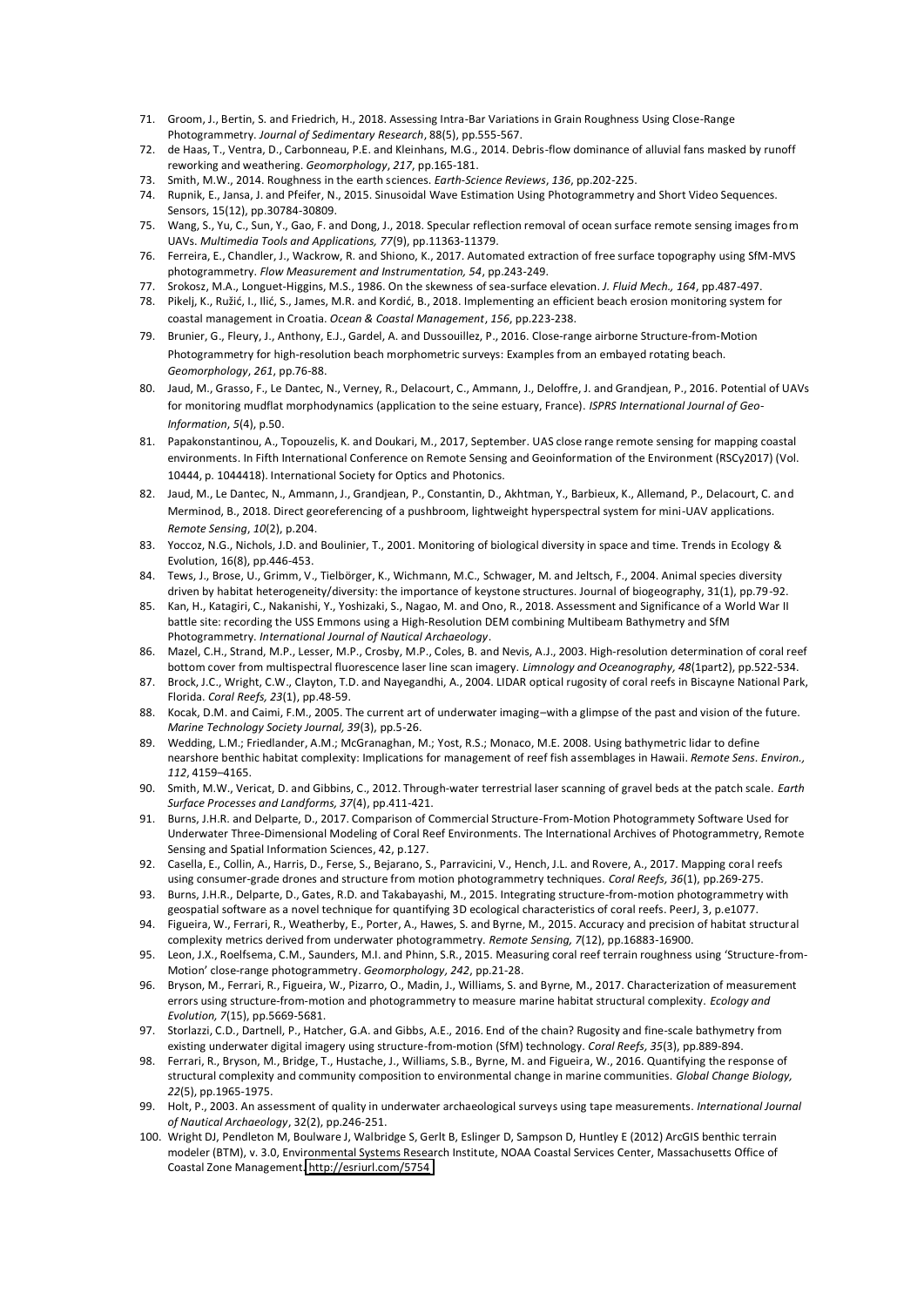71. Groom, J., Bertin, S. and Friedrich, H., 2018. Assessing Intra-Bar Variations in Grain Roughness Using Close-Range Photogrammetry. *Journal of Sedimentary Research*, 88(5), pp.555-567.
72. de Haas, T., Ventra, D., Carbonneau, P.E. and Kleinhans, M.G., 2014. Debris-flow dominance of alluvial fans masked by runoff reworking and weathering. *Geomorphology*, *217*, pp.165-181.
73. Smith, M.W., 2014. Roughness in the earth sciences. *Earth-Science Reviews*, *136*, pp.202-225.
74. Rupnik, E., Jansa, J. and Pfeifer, N., 2015. Sinusoidal Wave Estimation Using Photogrammetry and Short Video Sequences. Sensors, 15(12), pp.30784-30809.
75. Wang, S., Yu, C., Sun, Y., Gao, F. and Dong, J., 2018. Specular reflection removal of ocean surface remote sensing images from UAVs. *Multimedia Tools and Applications, 77*(9), pp.11363-11379.
76. Ferreira, E., Chandler, J., Wackrow, R. and Shiono, K., 2017. Automated extraction of free surface topography using SfM-MVS photogrammetry. *Flow Measurement and Instrumentation, 54*, pp.243-249.
77. Srokosz, M.A., Longuet-Higgins, M.S., 1986. On the skewness of sea-surface elevation. *J. Fluid Mech., 164*, pp.487-497.
78. Pikelj, K., Ružić, I., Ilić, S., James, M.R. and Kordić, B., 2018. Implementing an efficient beach erosion monitoring system for coastal management in Croatia. *Ocean & Coastal Management*, *156*, pp.223-238.
79. Brunier, G., Fleury, J., Anthony, E.J., Gardel, A. and Dussouillez, P., 2016. Close-range airborne Structure-from-Motion Photogrammetry for high-resolution beach morphometric surveys: Examples from an embayed rotating beach. *Geomorphology*, *261*, pp.76-88.
80. Jaud, M., Grasso, F., Le Dantec, N., Verney, R., Delacourt, C., Ammann, J., Deloffre, J. and Grandjean, P., 2016. Potential of UAVs for monitoring mudflat morphodynamics (application to the seine estuary, France). *ISPRS International Journal of Geo-Information*, *5*(4), p.50.
81. Papakonstantinou, A., Topouzelis, K. and Doukari, M., 2017, September. UAS close range remote sensing for mapping coastal environments. In Fifth International Conference on Remote Sensing and Geoinformation of the Environment (RSCy2017) (Vol. 10444, p. 1044418). International Society for Optics and Photonics.
82. Jaud, M., Le Dantec, N., Ammann, J., Grandjean, P., Constantin, D., Akhtman, Y., Barbieux, K., Allemand, P., Delacourt, C. and Merminod, B., 2018. Direct georeferencing of a pushbroom, lightweight hyperspectral system for mini-UAV applications. *Remote Sensing*, *10*(2), p.204.
83. Yoccoz, N.G., Nichols, J.D. and Boulinier, T., 2001. Monitoring of biological diversity in space and time. Trends in Ecology & Evolution, 16(8), pp.446-453.
84. Tews, J., Brose, U., Grimm, V., Tielbörger, K., Wichmann, M.C., Schwager, M. and Jeltsch, F., 2004. Animal species diversity driven by habitat heterogeneity/diversity: the importance of keystone structures. Journal of biogeography, 31(1), pp.79-92.
85. Kan, H., Katagiri, C., Nakanishi, Y., Yoshizaki, S., Nagao, M. and Ono, R., 2018. Assessment and Significance of a World War II battle site: recording the USS Emmons using a High-Resolution DEM combining Multibeam Bathymetry and SfM Photogrammetry. *International Journal of Nautical Archaeology*.
86. Mazel, C.H., Strand, M.P., Lesser, M.P., Crosby, M.P., Coles, B. and Nevis, A.J., 2003. High-resolution determination of coral reef bottom cover from multispectral fluorescence laser line scan imagery. *Limnology and Oceanography*, *48*(1part2), pp.522-534.
87. Brock, J.C., Wright, C.W., Clayton, T.D. and Nayegandhi, A., 2004. LIDAR optical rugosity of coral reefs in Biscayne National Park, Florida. *Coral Reefs, 23*(1), pp.48-59.
88. Kocak, D.M. and Caimi, F.M., 2005. The current art of underwater imaging–with a glimpse of the past and vision of the future. *Marine Technology Society Journal, 39*(3), pp.5-26.
89. Wedding, L.M.; Friedlander, A.M.; McGranaghan, M.; Yost, R.S.; Monaco, M.E. 2008. Using bathymetric lidar to define nearshore benthic habitat complexity: Implications for management of reef fish assemblages in Hawaii. *Remote Sens. Environ., 112*, 4159–4165.
90. Smith, M.W., Vericat, D. and Gibbins, C., 2012. Through-water terrestrial laser scanning of gravel beds at the patch scale. *Earth Surface Processes and Landforms, 37*(4), pp.411-421.
91. Burns, J.H.R. and Delparte, D., 2017. Comparison of Commercial Structure-From-Motion Photogrammety Software Used for Underwater Three-Dimensional Modeling of Coral Reef Environments. The International Archives of Photogrammetry, Remote Sensing and Spatial Information Sciences, 42, p.127.
92. Casella, E., Collin, A., Harris, D., Ferse, S., Bejarano, S., Parravicini, V., Hench, J.L. and Rovere, A., 2017. Mapping coral reefs using consumer-grade drones and structure from motion photogrammetry techniques. *Coral Reefs, 36*(1), pp.269-275.
93. Burns, J.H.R., Delparte, D., Gates, R.D. and Takabayashi, M., 2015. Integrating structure-from-motion photogrammetry with geospatial software as a novel technique for quantifying 3D ecological characteristics of coral reefs. PeerJ, 3, p.e1077.
94. Figueira, W., Ferrari, R., Weatherby, E., Porter, A., Hawes, S. and Byrne, M., 2015. Accuracy and precision of habitat structural complexity metrics derived from underwater photogrammetry. *Remote Sensing, 7*(12), pp.16883-16900.
95. Leon, J.X., Roelfsema, C.M., Saunders, M.I. and Phinn, S.R., 2015. Measuring coral reef terrain roughness using 'Structure-from-Motion' close-range photogrammetry. *Geomorphology, 242*, pp.21-28.
96. Bryson, M., Ferrari, R., Figueira, W., Pizarro, O., Madin, J., Williams, S. and Byrne, M., 2017. Characterization of measurement errors using structure-from-motion and photogrammetry to measure marine habitat structural complexity. *Ecology and Evolution, 7*(15), pp.5669-5681.
97. Storlazzi, C.D., Dartnell, P., Hatcher, G.A. and Gibbs, A.E., 2016. End of the chain? Rugosity and fine-scale bathymetry from existing underwater digital imagery using structure-from-motion (SfM) technology. *Coral Reefs, 35*(3), pp.889-894.
98. Ferrari, R., Bryson, M., Bridge, T., Hustache, J., Williams, S.B., Byrne, M. and Figueira, W., 2016. Quantifying the response of structural complexity and community composition to environmental change in marine communities. *Global Change Biology, 22*(5), pp.1965-1975.
99. Holt, P., 2003. An assessment of quality in underwater archaeological surveys using tape measurements. *International Journal of Nautical Archaeology*, 32(2), pp.246-251.
100. Wright DJ, Pendleton M, Boulware J, Walbridge S, Gerlt B, Eslinger D, Sampson D, Huntley E (2012) ArcGIS benthic terrain modeler (BTM), v. 3.0, Environmental Systems Research Institute, NOAA Coastal Services Center, Massachusetts Office of Coastal Zone Management. http://esriurl.com/5754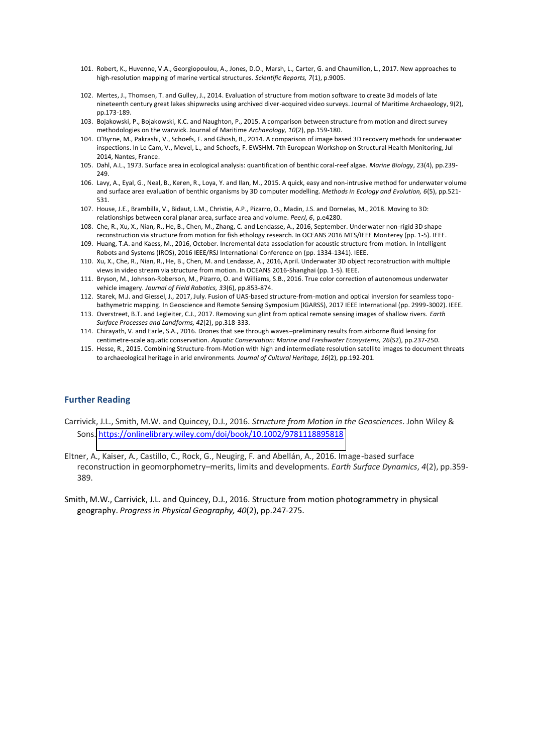101. Robert, K., Huvenne, V.A., Georgiopoulou, A., Jones, D.O., Marsh, L., Carter, G. and Chaumillon, L., 2017. New approaches to high-resolution mapping of marine vertical structures. *Scientific Reports, 7*(1), p.9005.
102. Mertes, J., Thomsen, T. and Gulley, J., 2014. Evaluation of structure from motion software to create 3d models of late nineteenth century great lakes shipwrecks using archived diver-acquired video surveys. Journal of Maritime Archaeology, 9(2), pp.173-189.
103. Bojakowski, P., Bojakowski, K.C. and Naughton, P., 2015. A comparison between structure from motion and direct survey methodologies on the warwick. Journal of Maritime *Archaeology, 10*(2), pp.159-180.
104. O'Byrne, M., Pakrashi, V., Schoefs, F. and Ghosh, B., 2014. A comparison of image based 3D recovery methods for underwater inspections. In Le Cam, V., Mevel, L., and Schoefs, F. EWSHM. 7th European Workshop on Structural Health Monitoring, Jul 2014, Nantes, France.
105. Dahl, A.L., 1973. Surface area in ecological analysis: quantification of benthic coral-reef algae. *Marine Biology*, 23(4), pp.239-249.
106. Lavy, A., Eyal, G., Neal, B., Keren, R., Loya, Y. and Ilan, M., 2015. A quick, easy and non-intrusive method for underwater volume and surface area evaluation of benthic organisms by 3D computer modelling. *Methods in Ecology and Evolution, 6*(5), pp.521-531.
107. House, J.E., Brambilla, V., Bidaut, L.M., Christie, A.P., Pizarro, O., Madin, J.S. and Dornelas, M., 2018. Moving to 3D: relationships between coral planar area, surface area and volume. *PeerJ, 6*, p.e4280.
108. Che, R., Xu, X., Nian, R., He, B., Chen, M., Zhang, C. and Lendasse, A., 2016, September. Underwater non-rigid 3D shape reconstruction via structure from motion for fish ethology research. In OCEANS 2016 MTS/IEEE Monterey (pp. 1-5). IEEE.
109. Huang, T.A. and Kaess, M., 2016, October. Incremental data association for acoustic structure from motion. In Intelligent Robots and Systems (IROS), 2016 IEEE/RSJ International Conference on (pp. 1334-1341). IEEE.
110. Xu, X., Che, R., Nian, R., He, B., Chen, M. and Lendasse, A., 2016, April. Underwater 3D object reconstruction with multiple views in video stream via structure from motion. In OCEANS 2016-Shanghai (pp. 1-5). IEEE.
111. Bryson, M., Johnson-Roberson, M., Pizarro, O. and Williams, S.B., 2016. True color correction of autonomous underwater vehicle imagery. *Journal of Field Robotics, 33*(6), pp.853-874.
112. Starek, M.J. and Giessel, J., 2017, July. Fusion of UAS-based structure-from-motion and optical inversion for seamless topo-bathymetric mapping. In Geoscience and Remote Sensing Symposium (IGARSS), 2017 IEEE International (pp. 2999-3002). IEEE.
113. Overstreet, B.T. and Legleiter, C.J., 2017. Removing sun glint from optical remote sensing images of shallow rivers. *Earth Surface Processes and Landforms, 42*(2), pp.318-333.
114. Chirayath, V. and Earle, S.A., 2016. Drones that see through waves–preliminary results from airborne fluid lensing for centimetre-scale aquatic conservation. *Aquatic Conservation: Marine and Freshwater Ecosystems, 26*(S2), pp.237-250.
115. Hesse, R., 2015. Combining Structure-from-Motion with high and intermediate resolution satellite images to document threats to archaeological heritage in arid environments. *Journal of Cultural Heritage, 16*(2), pp.192-201.

## Further Reading

Carrivick, J.L., Smith, M.W. and Quincey, D.J., 2016. *Structure from Motion in the Geosciences*. John Wiley & Sons. https://onlinelibrary.wiley.com/doi/book/10.1002/9781118895818

Eltner, A., Kaiser, A., Castillo, C., Rock, G., Neugirg, F. and Abellán, A., 2016. Image-based surface reconstruction in geomorphometry–merits, limits and developments. *Earth Surface Dynamics*, *4*(2), pp.359-389.

Smith, M.W., Carrivick, J.L. and Quincey, D.J., 2016. Structure from motion photogrammetry in physical geography. *Progress in Physical Geography, 40*(2), pp.247-275.